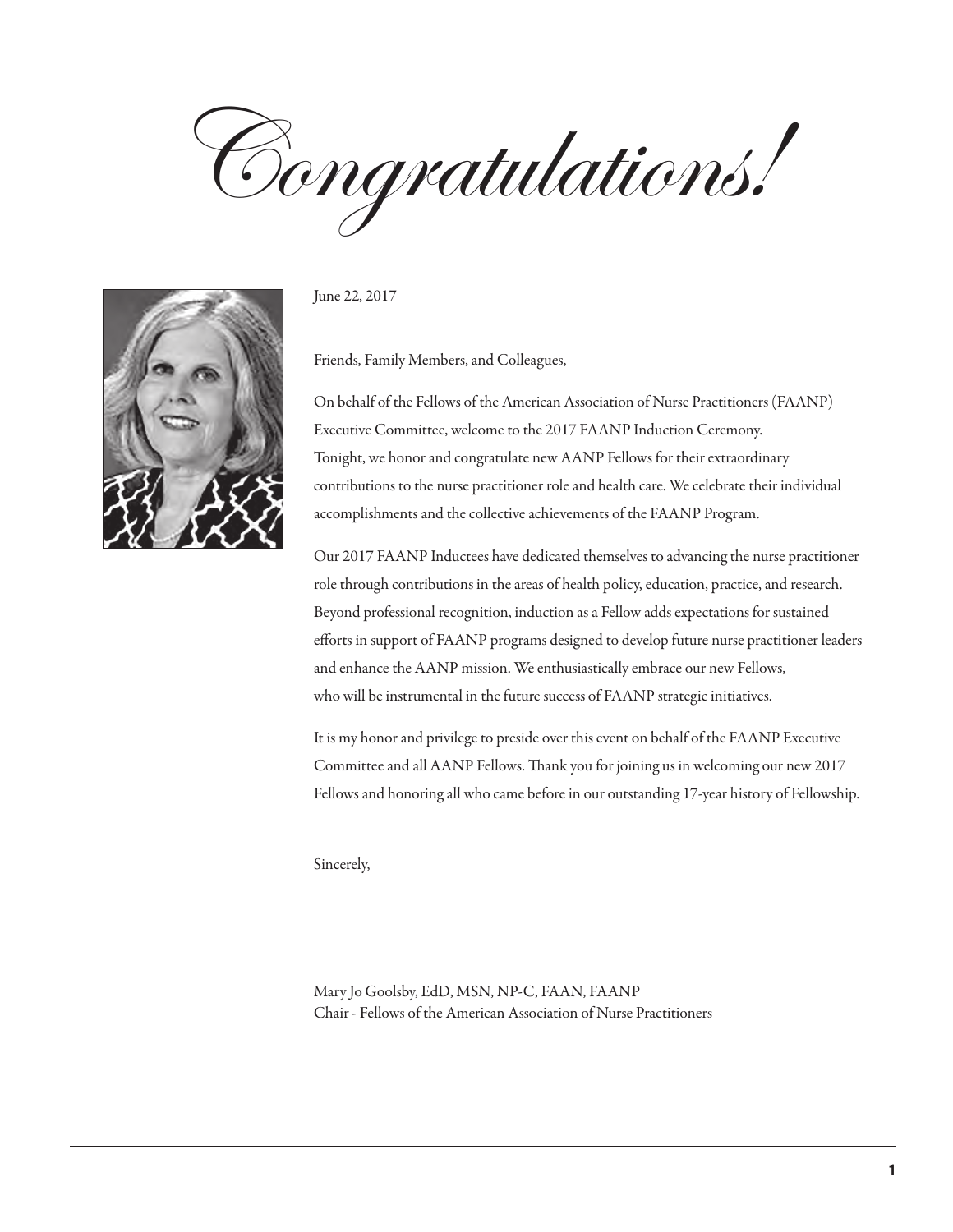# *Congratulations!*

June 22, 2017

Friends, Family Members, and Colleagues,

On behalf of the Fellows of the American Association of Nurse Practitioners (FAANP) Executive Committee, welcome to the 2017 FAANP Induction Ceremony. Tonight, we honor and congratulate new AANP Fellows for their extraordinary contributions to the nurse practitioner role and health care. We celebrate their individual accomplishments and the collective achievements of the FAANP Program.

Our 2017 FAANP Inductees have dedicated themselves to advancing the nurse practitioner role through contributions in the areas of health policy, education, practice, and research. Beyond professional recognition, induction as a Fellow adds expectations for sustained efforts in support of FAANP programs designed to develop future nurse practitioner leaders and enhance the AANP mission. We enthusiastically embrace our new Fellows, who will be instrumental in the future success of FAANP strategic initiatives.

It is my honor and privilege to preside over this event on behalf of the FAANP Executive Committee and all AANP Fellows. Thank you for joining us in welcoming our new 2017 Fellows and honoring all who came before in our outstanding 17-year history of Fellowship.

Sincerely,

Mary Jo Goolsby, EdD, MSN, NP-C, FAAN, FAANP
Chair - Fellows of the American Association of Nurse Practitioners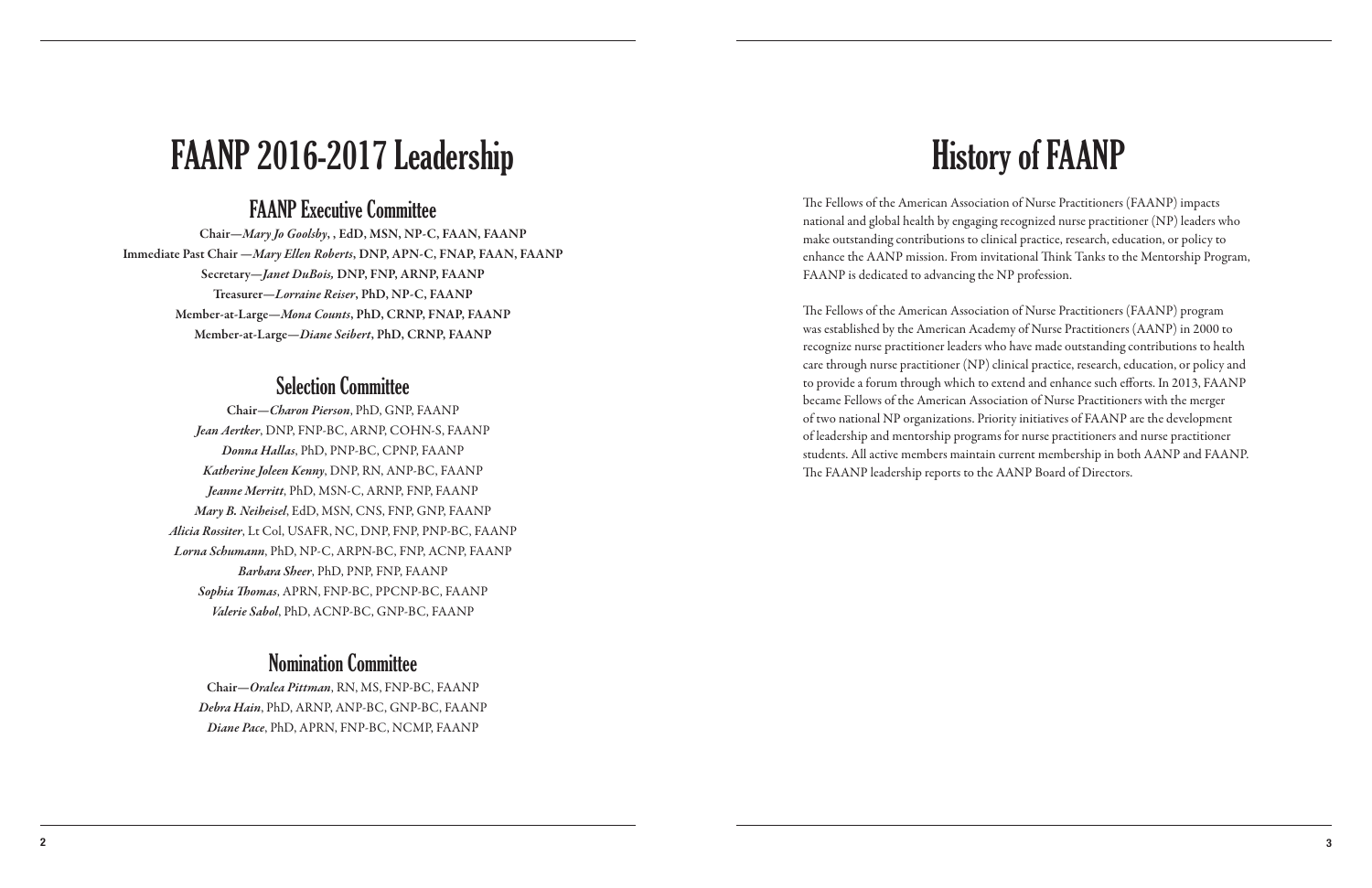# FAANP 2016-2017 Leadership

## FAANP Executive Committee

**Chair—*Mary Jo Goolsby*, , EdD, MSN, NP-C, FAAN, FAANP**
**Immediate Past Chair —*Mary Ellen Roberts*, DNP, APN-C, FNAP, FAAN, FAANP**
**Secretary—*Janet DuBois,* DNP, FNP, ARNP, FAANP**
**Treasurer—*Lorraine Reiser*, PhD, NP-C, FAANP**
**Member-at-Large—*Mona Counts*, PhD, CRNP, FNAP, FAANP**
**Member-at-Large—*Diane Seibert*, PhD, CRNP, FAANP**

## Selection Committee

Chair—*Charon Pierson*, PhD, GNP, FAANP
*Jean Aertker*, DNP, FNP-BC, ARNP, COHN-S, FAANP
*Donna Hallas*, PhD, PNP-BC, CPNP, FAANP
*Katherine Joleen Kenny*, DNP, RN, ANP-BC, FAANP
*Jeanne Merritt*, PhD, MSN-C, ARNP, FNP, FAANP
*Mary B. Neiheisel*, EdD, MSN, CNS, FNP, GNP, FAANP
*Alicia Rossiter*, Lt Col, USAFR, NC, DNP, FNP, PNP-BC, FAANP
*Lorna Schumann*, PhD, NP-C, ARPN-BC, FNP, ACNP, FAANP
*Barbara Sheer*, PhD, PNP, FNP, FAANP
*Sophia Thomas*, APRN, FNP-BC, PPCNP-BC, FAANP
*Valerie Sabol*, PhD, ACNP-BC, GNP-BC, FAANP

## Nomination Committee

Chair—*Oralea Pittman*, RN, MS, FNP-BC, FAANP
*Debra Hain*, PhD, ARNP, ANP-BC, GNP-BC, FAANP
*Diane Pace*, PhD, APRN, FNP-BC, NCMP, FAANP

# History of FAANP

The Fellows of the American Association of Nurse Practitioners (FAANP) impacts national and global health by engaging recognized nurse practitioner (NP) leaders who make outstanding contributions to clinical practice, research, education, or policy to enhance the AANP mission. From invitational Think Tanks to the Mentorship Program, FAANP is dedicated to advancing the NP profession.

The Fellows of the American Association of Nurse Practitioners (FAANP) program was established by the American Academy of Nurse Practitioners (AANP) in 2000 to recognize nurse practitioner leaders who have made outstanding contributions to health care through nurse practitioner (NP) clinical practice, research, education, or policy and to provide a forum through which to extend and enhance such efforts. In 2013, FAANP became Fellows of the American Association of Nurse Practitioners with the merger of two national NP organizations. Priority initiatives of FAANP are the development of leadership and mentorship programs for nurse practitioners and nurse practitioner students. All active members maintain current membership in both AANP and FAANP. The FAANP leadership reports to the AANP Board of Directors.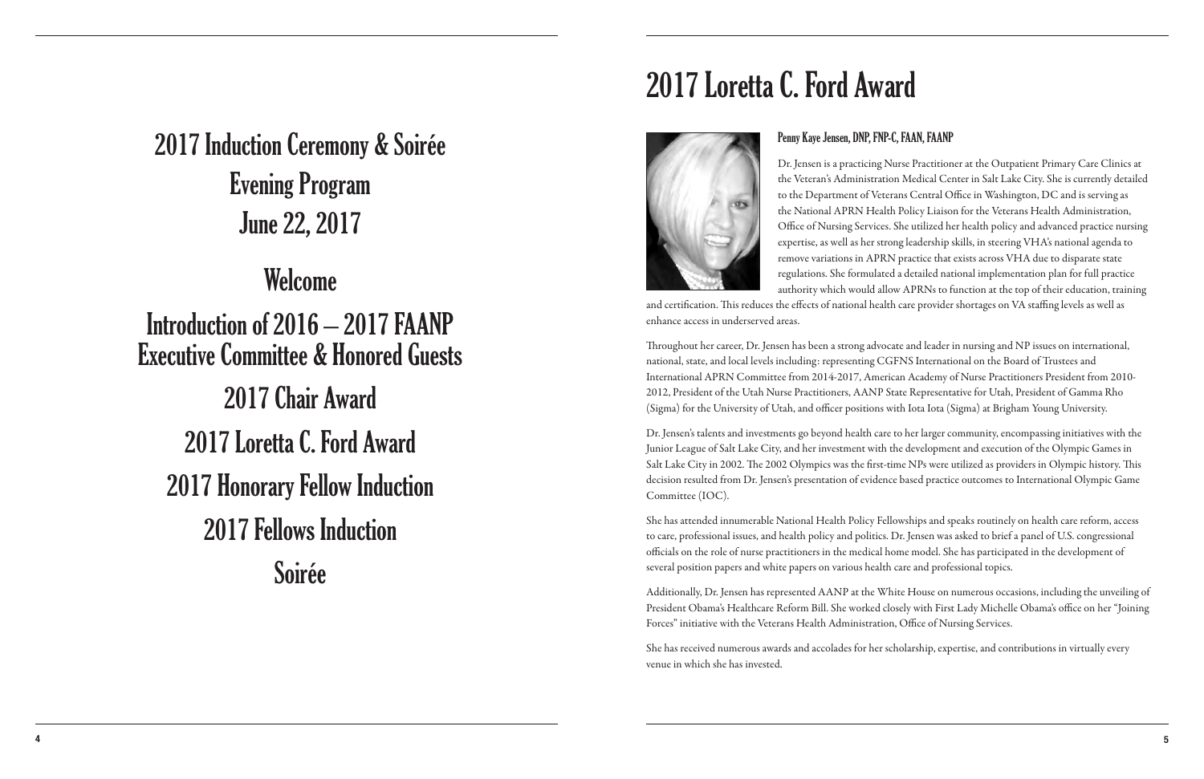# 2017 Induction Ceremony & Soirée

## Evening Program

## June 22, 2017

## Welcome

## Introduction of 2016 – 2017 FAANP Executive Committee & Honored Guests

## 2017 Chair Award

## 2017 Loretta C. Ford Award

## 2017 Honorary Fellow Induction

## 2017 Fellows Induction

## Soirée

# 2017 Loretta C. Ford Award

### Penny Kaye Jensen, DNP, FNP-C, FAAN, FAANP

Dr. Jensen is a practicing Nurse Practitioner at the Outpatient Primary Care Clinics at the Veteran's Administration Medical Center in Salt Lake City. She is currently detailed to the Department of Veterans Central Office in Washington, DC and is serving as the National APRN Health Policy Liaison for the Veterans Health Administration, Office of Nursing Services. She utilized her health policy and advanced practice nursing expertise, as well as her strong leadership skills, in steering VHA's national agenda to remove variations in APRN practice that exists across VHA due to disparate state regulations. She formulated a detailed national implementation plan for full practice authority which would allow APRNs to function at the top of their education, training and certification. This reduces the effects of national health care provider shortages on VA staffing levels as well as enhance access in underserved areas.

Throughout her career, Dr. Jensen has been a strong advocate and leader in nursing and NP issues on international, national, state, and local levels including: representing CGFNS International on the Board of Trustees and International APRN Committee from 2014-2017, American Academy of Nurse Practitioners President from 2010-2012, President of the Utah Nurse Practitioners, AANP State Representative for Utah, President of Gamma Rho (Sigma) for the University of Utah, and officer positions with Iota Iota (Sigma) at Brigham Young University.

Dr. Jensen's talents and investments go beyond health care to her larger community, encompassing initiatives with the Junior League of Salt Lake City, and her investment with the development and execution of the Olympic Games in Salt Lake City in 2002. The 2002 Olympics was the first-time NPs were utilized as providers in Olympic history. This decision resulted from Dr. Jensen's presentation of evidence based practice outcomes to International Olympic Game Committee (IOC).

She has attended innumerable National Health Policy Fellowships and speaks routinely on health care reform, access to care, professional issues, and health policy and politics. Dr. Jensen was asked to brief a panel of U.S. congressional officials on the role of nurse practitioners in the medical home model. She has participated in the development of several position papers and white papers on various health care and professional topics.

Additionally, Dr. Jensen has represented AANP at the White House on numerous occasions, including the unveiling of President Obama's Healthcare Reform Bill. She worked closely with First Lady Michelle Obama's office on her "Joining Forces" initiative with the Veterans Health Administration, Office of Nursing Services.

She has received numerous awards and accolades for her scholarship, expertise, and contributions in virtually every venue in which she has invested.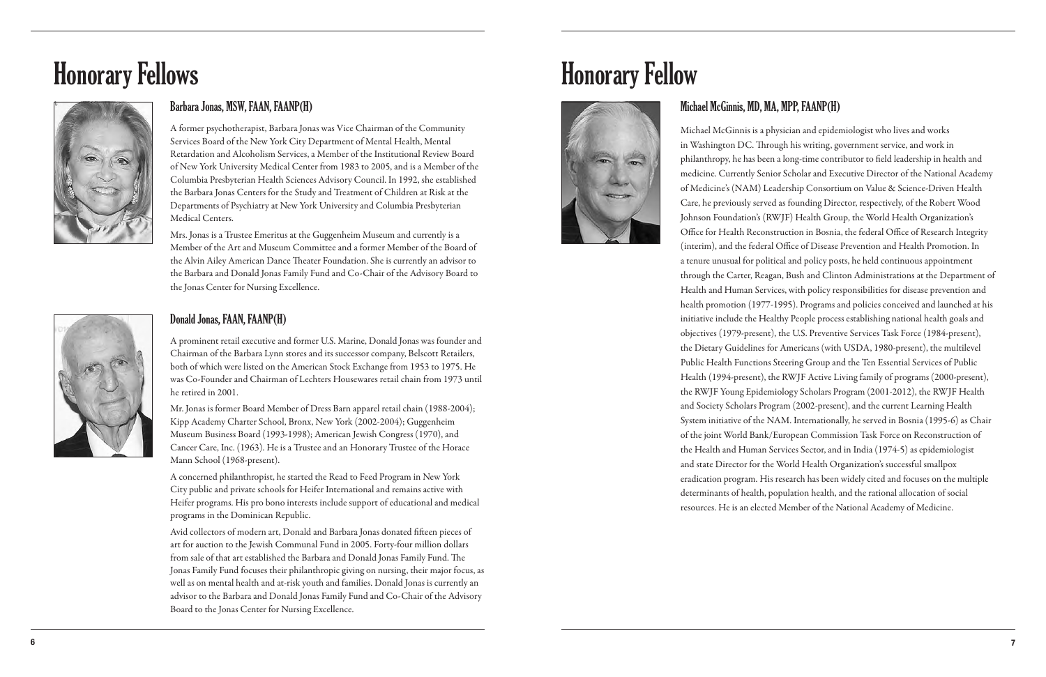# Honorary Fellows

## Barbara Jonas, MSW, FAAN, FAANP(H)

A former psychotherapist, Barbara Jonas was Vice Chairman of the Community Services Board of the New York City Department of Mental Health, Mental Retardation and Alcoholism Services, a Member of the Institutional Review Board of New York University Medical Center from 1983 to 2005, and is a Member of the Columbia Presbyterian Health Sciences Advisory Council. In 1992, she established the Barbara Jonas Centers for the Study and Treatment of Children at Risk at the Departments of Psychiatry at New York University and Columbia Presbyterian Medical Centers.

Mrs. Jonas is a Trustee Emeritus at the Guggenheim Museum and currently is a Member of the Art and Museum Committee and a former Member of the Board of the Alvin Ailey American Dance Theater Foundation. She is currently an advisor to the Barbara and Donald Jonas Family Fund and Co-Chair of the Advisory Board to the Jonas Center for Nursing Excellence.

## Donald Jonas, FAAN, FAANP(H)

A prominent retail executive and former U.S. Marine, Donald Jonas was founder and Chairman of the Barbara Lynn stores and its successor company, Belscott Retailers, both of which were listed on the American Stock Exchange from 1953 to 1975. He was Co-Founder and Chairman of Lechters Housewares retail chain from 1973 until he retired in 2001.

Mr. Jonas is former Board Member of Dress Barn apparel retail chain (1988-2004); Kipp Academy Charter School, Bronx, New York (2002-2004); Guggenheim Museum Business Board (1993-1998); American Jewish Congress (1970), and Cancer Care, Inc. (1963). He is a Trustee and an Honorary Trustee of the Horace Mann School (1968-present).

A concerned philanthropist, he started the Read to Feed Program in New York City public and private schools for Heifer International and remains active with Heifer programs. His pro bono interests include support of educational and medical programs in the Dominican Republic.

Avid collectors of modern art, Donald and Barbara Jonas donated fifteen pieces of art for auction to the Jewish Communal Fund in 2005. Forty-four million dollars from sale of that art established the Barbara and Donald Jonas Family Fund. The Jonas Family Fund focuses their philanthropic giving on nursing, their major focus, as well as on mental health and at-risk youth and families. Donald Jonas is currently an advisor to the Barbara and Donald Jonas Family Fund and Co-Chair of the Advisory Board to the Jonas Center for Nursing Excellence.

# Honorary Fellow

## Michael McGinnis, MD, MA, MPP, FAANP(H)

Michael McGinnis is a physician and epidemiologist who lives and works in Washington DC. Through his writing, government service, and work in philanthropy, he has been a long-time contributor to field leadership in health and medicine. Currently Senior Scholar and Executive Director of the National Academy of Medicine's (NAM) Leadership Consortium on Value & Science-Driven Health Care, he previously served as founding Director, respectively, of the Robert Wood Johnson Foundation's (RWJF) Health Group, the World Health Organization's Office for Health Reconstruction in Bosnia, the federal Office of Research Integrity (interim), and the federal Office of Disease Prevention and Health Promotion. In a tenure unusual for political and policy posts, he held continuous appointment through the Carter, Reagan, Bush and Clinton Administrations at the Department of Health and Human Services, with policy responsibilities for disease prevention and health promotion (1977-1995). Programs and policies conceived and launched at his initiative include the Healthy People process establishing national health goals and objectives (1979-present), the U.S. Preventive Services Task Force (1984-present), the Dietary Guidelines for Americans (with USDA, 1980-present), the multilevel Public Health Functions Steering Group and the Ten Essential Services of Public Health (1994-present), the RWJF Active Living family of programs (2000-present), the RWJF Young Epidemiology Scholars Program (2001-2012), the RWJF Health and Society Scholars Program (2002-present), and the current Learning Health System initiative of the NAM. Internationally, he served in Bosnia (1995-6) as Chair of the joint World Bank/European Commission Task Force on Reconstruction of the Health and Human Services Sector, and in India (1974-5) as epidemiologist and state Director for the World Health Organization's successful smallpox eradication program. His research has been widely cited and focuses on the multiple determinants of health, population health, and the rational allocation of social resources. He is an elected Member of the National Academy of Medicine.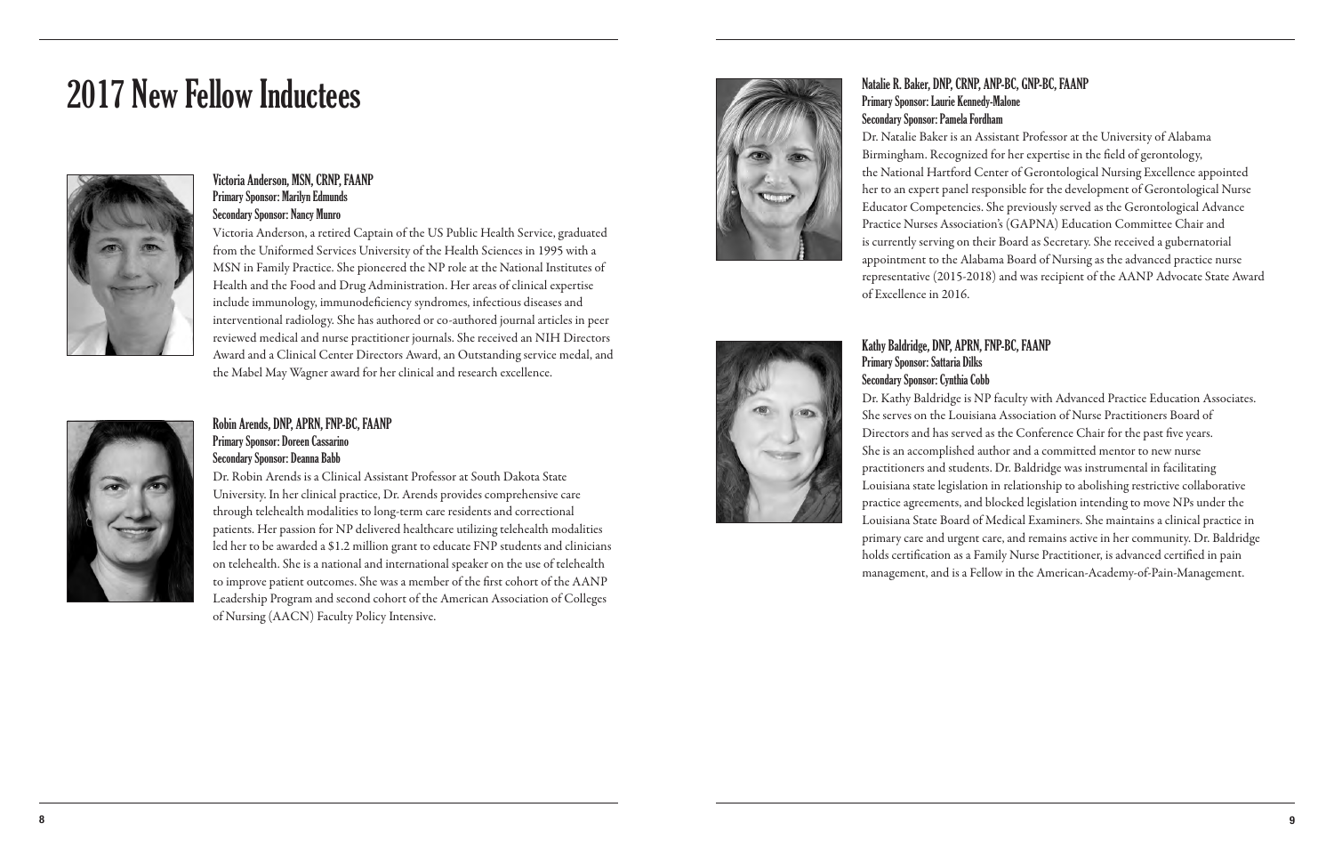# 2017 New Fellow Inductees

### Victoria Anderson, MSN, CRNP, FAANP

**Primary Sponsor: Marilyn Edmunds**
**Secondary Sponsor: Nancy Munro**

Victoria Anderson, a retired Captain of the US Public Health Service, graduated from the Uniformed Services University of the Health Sciences in 1995 with a MSN in Family Practice. She pioneered the NP role at the National Institutes of Health and the Food and Drug Administration. Her areas of clinical expertise include immunology, immunodeficiency syndromes, infectious diseases and interventional radiology. She has authored or co-authored journal articles in peer reviewed medical and nurse practitioner journals. She received an NIH Directors Award and a Clinical Center Directors Award, an Outstanding service medal, and the Mabel May Wagner award for her clinical and research excellence.

### Robin Arends, DNP, APRN, FNP-BC, FAANP

**Primary Sponsor: Doreen Cassarino**
**Secondary Sponsor: Deanna Babb**

Dr. Robin Arends is a Clinical Assistant Professor at South Dakota State University. In her clinical practice, Dr. Arends provides comprehensive care through telehealth modalities to long-term care residents and correctional patients. Her passion for NP delivered healthcare utilizing telehealth modalities led her to be awarded a $1.2 million grant to educate FNP students and clinicians on telehealth. She is a national and international speaker on the use of telehealth to improve patient outcomes. She was a member of the first cohort of the AANP Leadership Program and second cohort of the American Association of Colleges of Nursing (AACN) Faculty Policy Intensive.

### Natalie R. Baker, DNP, CRNP, ANP-BC, GNP-BC, FAANP

**Primary Sponsor: Laurie Kennedy-Malone**
**Secondary Sponsor: Pamela Fordham**

Dr. Natalie Baker is an Assistant Professor at the University of Alabama Birmingham. Recognized for her expertise in the field of gerontology, the National Hartford Center of Gerontological Nursing Excellence appointed her to an expert panel responsible for the development of Gerontological Nurse Educator Competencies. She previously served as the Gerontological Advance Practice Nurses Association's (GAPNA) Education Committee Chair and is currently serving on their Board as Secretary. She received a gubernatorial appointment to the Alabama Board of Nursing as the advanced practice nurse representative (2015-2018) and was recipient of the AANP Advocate State Award of Excellence in 2016.

### Kathy Baldridge, DNP, APRN, FNP-BC, FAANP

**Primary Sponsor: Sattaria Dilks**
**Secondary Sponsor: Cynthia Cobb**

Dr. Kathy Baldridge is NP faculty with Advanced Practice Education Associates. She serves on the Louisiana Association of Nurse Practitioners Board of Directors and has served as the Conference Chair for the past five years. She is an accomplished author and a committed mentor to new nurse practitioners and students. Dr. Baldridge was instrumental in facilitating Louisiana state legislation in relationship to abolishing restrictive collaborative practice agreements, and blocked legislation intending to move NPs under the Louisiana State Board of Medical Examiners. She maintains a clinical practice in primary care and urgent care, and remains active in her community. Dr. Baldridge holds certification as a Family Nurse Practitioner, is advanced certified in pain management, and is a Fellow in the American-Academy-of-Pain-Management.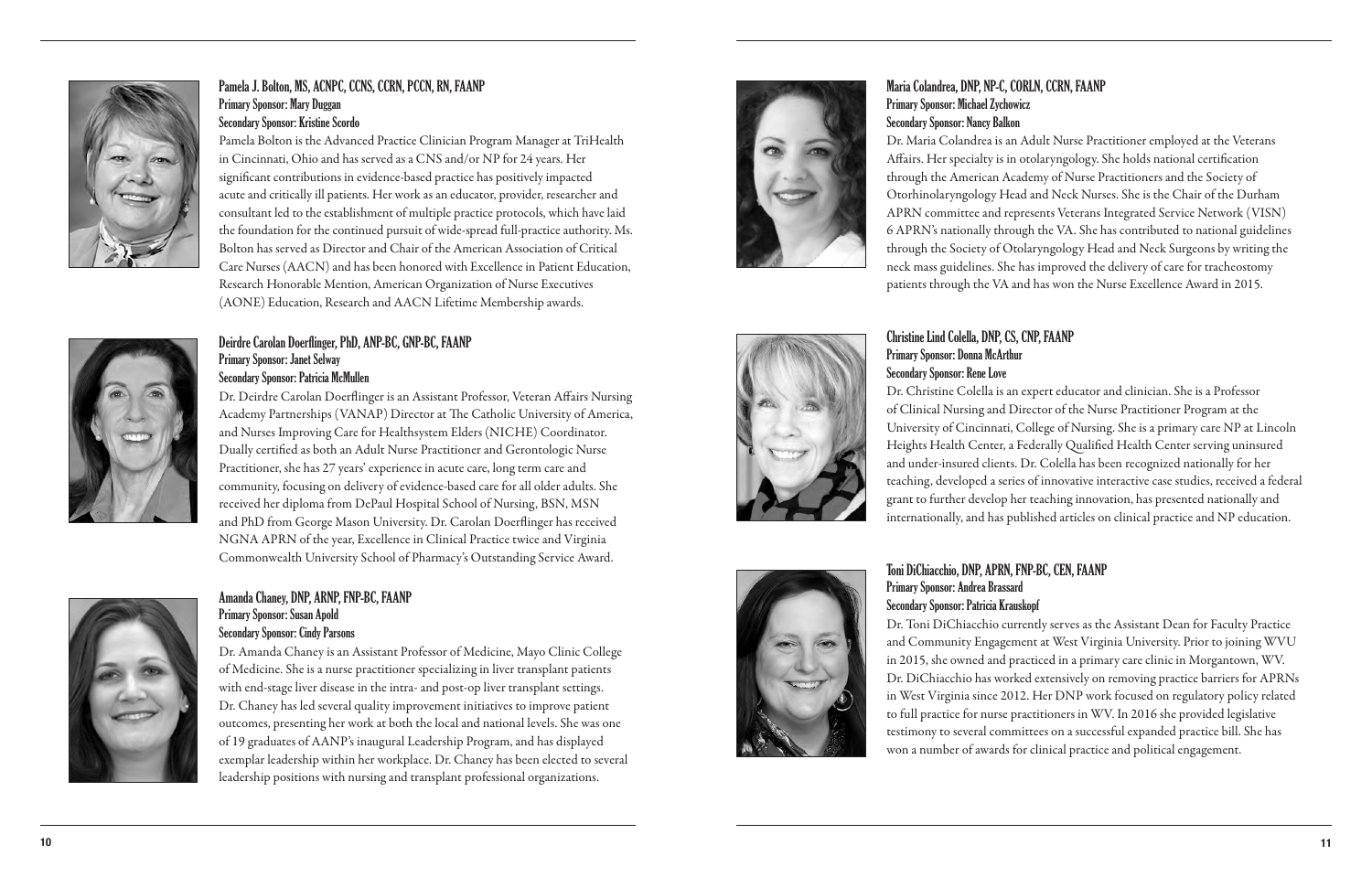### Pamela J. Bolton, MS, ACNPC, CCNS, CCRN, PCCN, RN, FAANP

**Primary Sponsor: Mary Duggan**
**Secondary Sponsor: Kristine Scordo**

Pamela Bolton is the Advanced Practice Clinician Program Manager at TriHealth in Cincinnati, Ohio and has served as a CNS and/or NP for 24 years. Her significant contributions in evidence-based practice has positively impacted acute and critically ill patients. Her work as an educator, provider, researcher and consultant led to the establishment of multiple practice protocols, which have laid the foundation for the continued pursuit of wide-spread full-practice authority. Ms. Bolton has served as Director and Chair of the American Association of Critical Care Nurses (AACN) and has been honored with Excellence in Patient Education, Research Honorable Mention, American Organization of Nurse Executives (AONE) Education, Research and AACN Lifetime Membership awards.

### Deirdre Carolan Doerflinger, PhD, ANP-BC, GNP-BC, FAANP

**Primary Sponsor: Janet Selway**
**Secondary Sponsor: Patricia McMullen**

Dr. Deirdre Carolan Doerflinger is an Assistant Professor, Veteran Affairs Nursing Academy Partnerships (VANAP) Director at The Catholic University of America, and Nurses Improving Care for Healthsystem Elders (NICHE) Coordinator. Dually certified as both an Adult Nurse Practitioner and Gerontologic Nurse Practitioner, she has 27 years' experience in acute care, long term care and community, focusing on delivery of evidence-based care for all older adults. She received her diploma from DePaul Hospital School of Nursing, BSN, MSN and PhD from George Mason University. Dr. Carolan Doerflinger has received NGNA APRN of the year, Excellence in Clinical Practice twice and Virginia Commonwealth University School of Pharmacy's Outstanding Service Award.

### Amanda Chaney, DNP, ARNP, FNP-BC, FAANP

**Primary Sponsor: Susan Apold**
**Secondary Sponsor: Cindy Parsons**

Dr. Amanda Chaney is an Assistant Professor of Medicine, Mayo Clinic College of Medicine. She is a nurse practitioner specializing in liver transplant patients with end-stage liver disease in the intra- and post-op liver transplant settings. Dr. Chaney has led several quality improvement initiatives to improve patient outcomes, presenting her work at both the local and national levels. She was one of 19 graduates of AANP's inaugural Leadership Program, and has displayed exemplar leadership within her workplace. Dr. Chaney has been elected to several leadership positions with nursing and transplant professional organizations.

### Maria Colandrea, DNP, NP-C, CORLN, CCRN, FAANP

**Primary Sponsor: Michael Zychowicz**
**Secondary Sponsor: Nancy Balkon**

Dr. Maria Colandrea is an Adult Nurse Practitioner employed at the Veterans Affairs. Her specialty is in otolaryngology. She holds national certification through the American Academy of Nurse Practitioners and the Society of Otorhinolaryngology Head and Neck Nurses. She is the Chair of the Durham APRN committee and represents Veterans Integrated Service Network (VISN) 6 APRN's nationally through the VA. She has contributed to national guidelines through the Society of Otolaryngology Head and Neck Surgeons by writing the neck mass guidelines. She has improved the delivery of care for tracheostomy patients through the VA and has won the Nurse Excellence Award in 2015.

### Christine Lind Colella, DNP, CS, CNP, FAANP

**Primary Sponsor: Donna McArthur**
**Secondary Sponsor: Rene Love**

Dr. Christine Colella is an expert educator and clinician. She is a Professor of Clinical Nursing and Director of the Nurse Practitioner Program at the University of Cincinnati, College of Nursing. She is a primary care NP at Lincoln Heights Health Center, a Federally Qualified Health Center serving uninsured and under-insured clients. Dr. Colella has been recognized nationally for her teaching, developed a series of innovative interactive case studies, received a federal grant to further develop her teaching innovation, has presented nationally and internationally, and has published articles on clinical practice and NP education.

### Toni DiChiacchio, DNP, APRN, FNP-BC, CEN, FAANP

**Primary Sponsor: Andrea Brassard**
**Secondary Sponsor: Patricia Krauskopf**

Dr. Toni DiChiacchio currently serves as the Assistant Dean for Faculty Practice and Community Engagement at West Virginia University. Prior to joining WVU in 2015, she owned and practiced in a primary care clinic in Morgantown, WV. Dr. DiChiacchio has worked extensively on removing practice barriers for APRNs in West Virginia since 2012. Her DNP work focused on regulatory policy related to full practice for nurse practitioners in WV. In 2016 she provided legislative testimony to several committees on a successful expanded practice bill. She has won a number of awards for clinical practice and political engagement.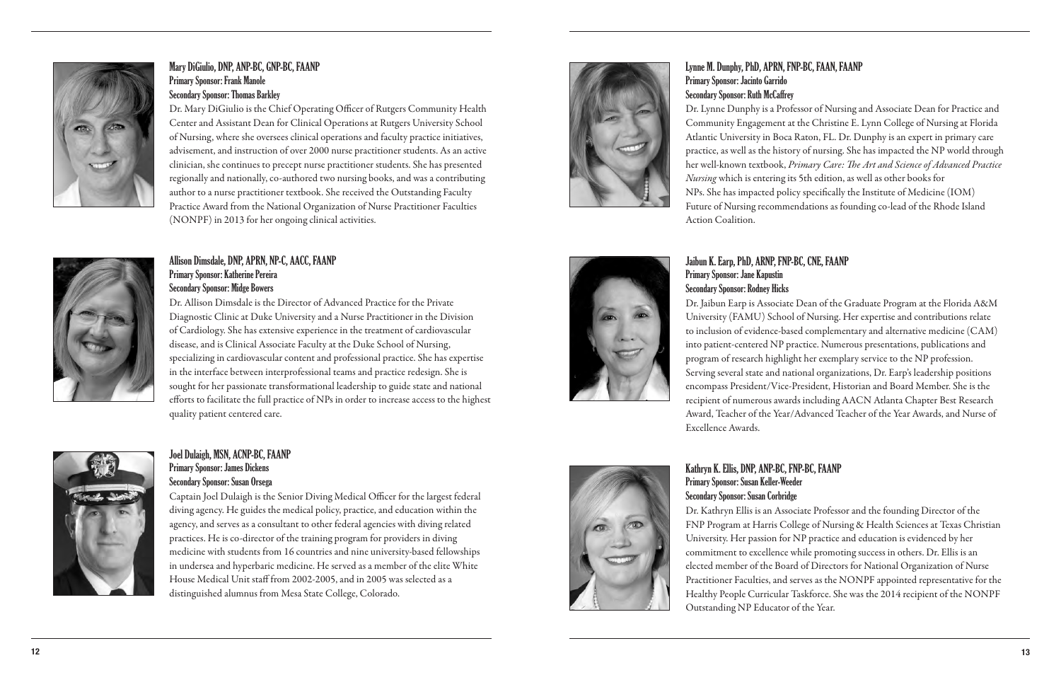### Mary DiGiulio, DNP, ANP-BC, GNP-BC, FAANP

**Primary Sponsor: Frank Manole**
**Secondary Sponsor: Thomas Barkley**

Dr. Mary DiGiulio is the Chief Operating Officer of Rutgers Community Health Center and Assistant Dean for Clinical Operations at Rutgers University School of Nursing, where she oversees clinical operations and faculty practice initiatives, advisement, and instruction of over 2000 nurse practitioner students. As an active clinician, she continues to precept nurse practitioner students. She has presented regionally and nationally, co-authored two nursing books, and was a contributing author to a nurse practitioner textbook. She received the Outstanding Faculty Practice Award from the National Organization of Nurse Practitioner Faculties (NONPF) in 2013 for her ongoing clinical activities.

### Allison Dimsdale, DNP, APRN, NP-C, AACC, FAANP

**Primary Sponsor: Katherine Pereira**
**Secondary Sponsor: Midge Bowers**

Dr. Allison Dimsdale is the Director of Advanced Practice for the Private Diagnostic Clinic at Duke University and a Nurse Practitioner in the Division of Cardiology. She has extensive experience in the treatment of cardiovascular disease, and is Clinical Associate Faculty at the Duke School of Nursing, specializing in cardiovascular content and professional practice. She has expertise in the interface between interprofessional teams and practice redesign. She is sought for her passionate transformational leadership to guide state and national efforts to facilitate the full practice of NPs in order to increase access to the highest quality patient centered care.

### Joel Dulaigh, MSN, ACNP-BC, FAANP

**Primary Sponsor: James Dickens**
**Secondary Sponsor: Susan Orsega**

Captain Joel Dulaigh is the Senior Diving Medical Officer for the largest federal diving agency. He guides the medical policy, practice, and education within the agency, and serves as a consultant to other federal agencies with diving related practices. He is co-director of the training program for providers in diving medicine with students from 16 countries and nine university-based fellowships in undersea and hyperbaric medicine. He served as a member of the elite White House Medical Unit staff from 2002-2005, and in 2005 was selected as a distinguished alumnus from Mesa State College, Colorado.

### Lynne M. Dunphy, PhD, APRN, FNP-BC, FAAN, FAANP

**Primary Sponsor: Jacinto Garrido**
**Secondary Sponsor: Ruth McCaffrey**

Dr. Lynne Dunphy is a Professor of Nursing and Associate Dean for Practice and Community Engagement at the Christine E. Lynn College of Nursing at Florida Atlantic University in Boca Raton, FL. Dr. Dunphy is an expert in primary care practice, as well as the history of nursing. She has impacted the NP world through her well-known textbook, *Primary Care: The Art and Science of Advanced Practice Nursing* which is entering its 5th edition, as well as other books for NPs. She has impacted policy specifically the Institute of Medicine (IOM) Future of Nursing recommendations as founding co-lead of the Rhode Island Action Coalition.

### Jaibun K. Earp, PhD, ARNP, FNP-BC, CNE, FAANP

**Primary Sponsor: Jane Kapustin**
**Secondary Sponsor: Rodney Hicks**

Dr. Jaibun Earp is Associate Dean of the Graduate Program at the Florida A&M University (FAMU) School of Nursing. Her expertise and contributions relate to inclusion of evidence-based complementary and alternative medicine (CAM) into patient-centered NP practice. Numerous presentations, publications and program of research highlight her exemplary service to the NP profession. Serving several state and national organizations, Dr. Earp's leadership positions encompass President/Vice-President, Historian and Board Member. She is the recipient of numerous awards including AACN Atlanta Chapter Best Research Award, Teacher of the Year/Advanced Teacher of the Year Awards, and Nurse of Excellence Awards.

### Kathryn K. Ellis, DNP, ANP-BC, FNP-BC, FAANP

**Primary Sponsor: Susan Keller-Weeder**
**Secondary Sponsor: Susan Corbridge**

Dr. Kathryn Ellis is an Associate Professor and the founding Director of the FNP Program at Harris College of Nursing & Health Sciences at Texas Christian University. Her passion for NP practice and education is evidenced by her commitment to excellence while promoting success in others. Dr. Ellis is an elected member of the Board of Directors for National Organization of Nurse Practitioner Faculties, and serves as the NONPF appointed representative for the Healthy People Curricular Taskforce. She was the 2014 recipient of the NONPF Outstanding NP Educator of the Year.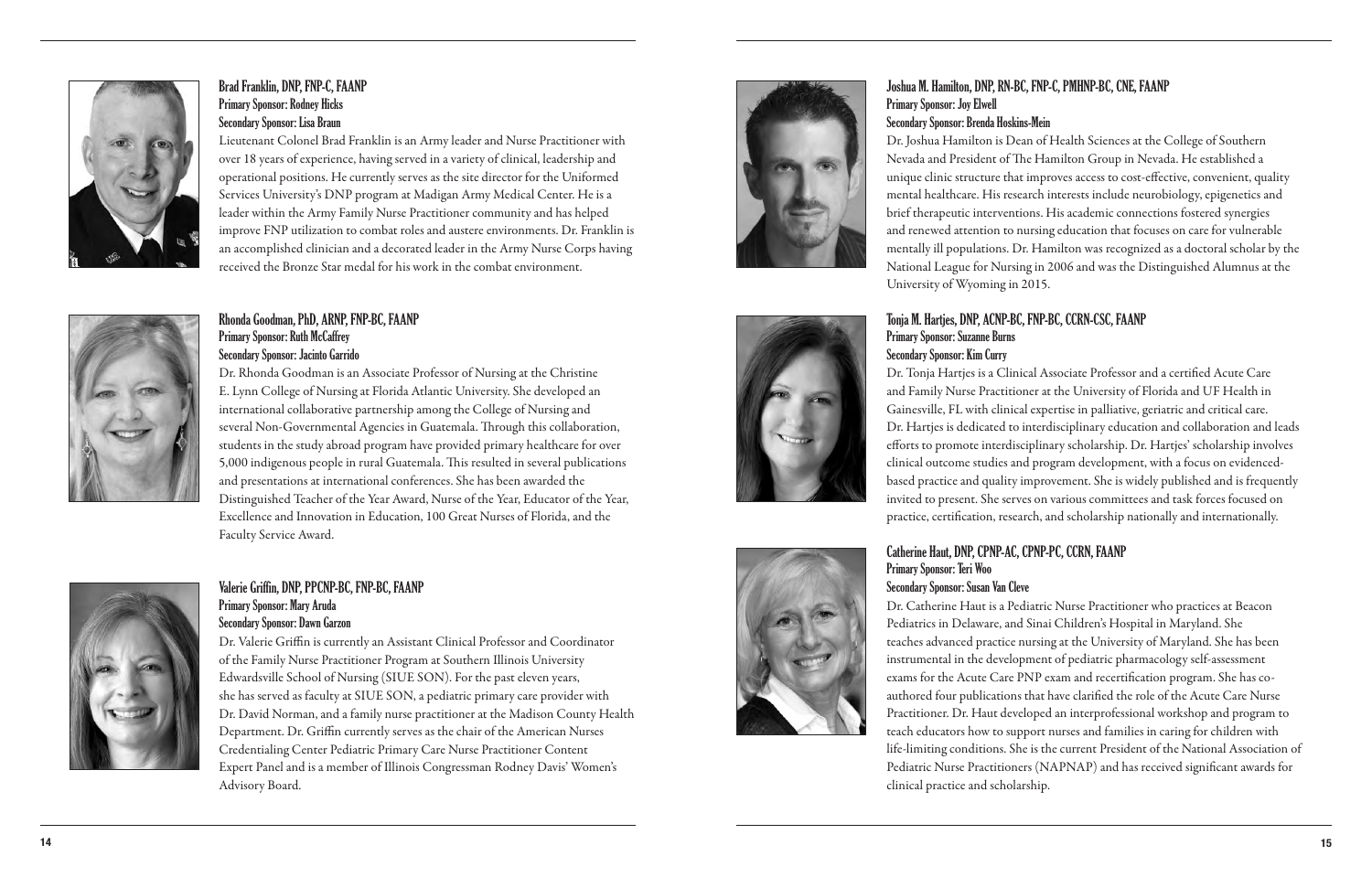### Brad Franklin, DNP, FNP-C, FAANP

**Primary Sponsor: Rodney Hicks**
**Secondary Sponsor: Lisa Braun**

Lieutenant Colonel Brad Franklin is an Army leader and Nurse Practitioner with over 18 years of experience, having served in a variety of clinical, leadership and operational positions. He currently serves as the site director for the Uniformed Services University's DNP program at Madigan Army Medical Center. He is a leader within the Army Family Nurse Practitioner community and has helped improve FNP utilization to combat roles and austere environments. Dr. Franklin is an accomplished clinician and a decorated leader in the Army Nurse Corps having received the Bronze Star medal for his work in the combat environment.

### Rhonda Goodman, PhD, ARNP, FNP-BC, FAANP

**Primary Sponsor: Ruth McCaffrey**
**Secondary Sponsor: Jacinto Garrido**

Dr. Rhonda Goodman is an Associate Professor of Nursing at the Christine E. Lynn College of Nursing at Florida Atlantic University. She developed an international collaborative partnership among the College of Nursing and several Non-Governmental Agencies in Guatemala. Through this collaboration, students in the study abroad program have provided primary healthcare for over 5,000 indigenous people in rural Guatemala. This resulted in several publications and presentations at international conferences. She has been awarded the Distinguished Teacher of the Year Award, Nurse of the Year, Educator of the Year, Excellence and Innovation in Education, 100 Great Nurses of Florida, and the Faculty Service Award.

### Valerie Griffin, DNP, PPCNP-BC, FNP-BC, FAANP

**Primary Sponsor: Mary Aruda**
**Secondary Sponsor: Dawn Garzon**

Dr. Valerie Griffin is currently an Assistant Clinical Professor and Coordinator of the Family Nurse Practitioner Program at Southern Illinois University Edwardsville School of Nursing (SIUE SON). For the past eleven years, she has served as faculty at SIUE SON, a pediatric primary care provider with Dr. David Norman, and a family nurse practitioner at the Madison County Health Department. Dr. Griffin currently serves as the chair of the American Nurses Credentialing Center Pediatric Primary Care Nurse Practitioner Content Expert Panel and is a member of Illinois Congressman Rodney Davis' Women's Advisory Board.

### Joshua M. Hamilton, DNP, RN-BC, FNP-C, PMHNP-BC, CNE, FAANP

**Primary Sponsor: Joy Elwell**
**Secondary Sponsor: Brenda Hoskins-Mein**

Dr. Joshua Hamilton is Dean of Health Sciences at the College of Southern Nevada and President of The Hamilton Group in Nevada. He established a unique clinic structure that improves access to cost-effective, convenient, quality mental healthcare. His research interests include neurobiology, epigenetics and brief therapeutic interventions. His academic connections fostered synergies and renewed attention to nursing education that focuses on care for vulnerable mentally ill populations. Dr. Hamilton was recognized as a doctoral scholar by the National League for Nursing in 2006 and was the Distinguished Alumnus at the University of Wyoming in 2015.

### Tonja M. Hartjes, DNP, ACNP-BC, FNP-BC, CCRN-CSC, FAANP

**Primary Sponsor: Suzanne Burns**
**Secondary Sponsor: Kim Curry**

Dr. Tonja Hartjes is a Clinical Associate Professor and a certified Acute Care and Family Nurse Practitioner at the University of Florida and UF Health in Gainesville, FL with clinical expertise in palliative, geriatric and critical care. Dr. Hartjes is dedicated to interdisciplinary education and collaboration and leads efforts to promote interdisciplinary scholarship. Dr. Hartjes' scholarship involves clinical outcome studies and program development, with a focus on evidenced-based practice and quality improvement. She is widely published and is frequently invited to present. She serves on various committees and task forces focused on practice, certification, research, and scholarship nationally and internationally.

### Catherine Haut, DNP, CPNP-AC, CPNP-PC, CCRN, FAANP

**Primary Sponsor: Teri Woo**
**Secondary Sponsor: Susan Van Cleve**

Dr. Catherine Haut is a Pediatric Nurse Practitioner who practices at Beacon Pediatrics in Delaware, and Sinai Children's Hospital in Maryland. She teaches advanced practice nursing at the University of Maryland. She has been instrumental in the development of pediatric pharmacology self-assessment exams for the Acute Care PNP exam and recertification program. She has co-authored four publications that have clarified the role of the Acute Care Nurse Practitioner. Dr. Haut developed an interprofessional workshop and program to teach educators how to support nurses and families in caring for children with life-limiting conditions. She is the current President of the National Association of Pediatric Nurse Practitioners (NAPNAP) and has received significant awards for clinical practice and scholarship.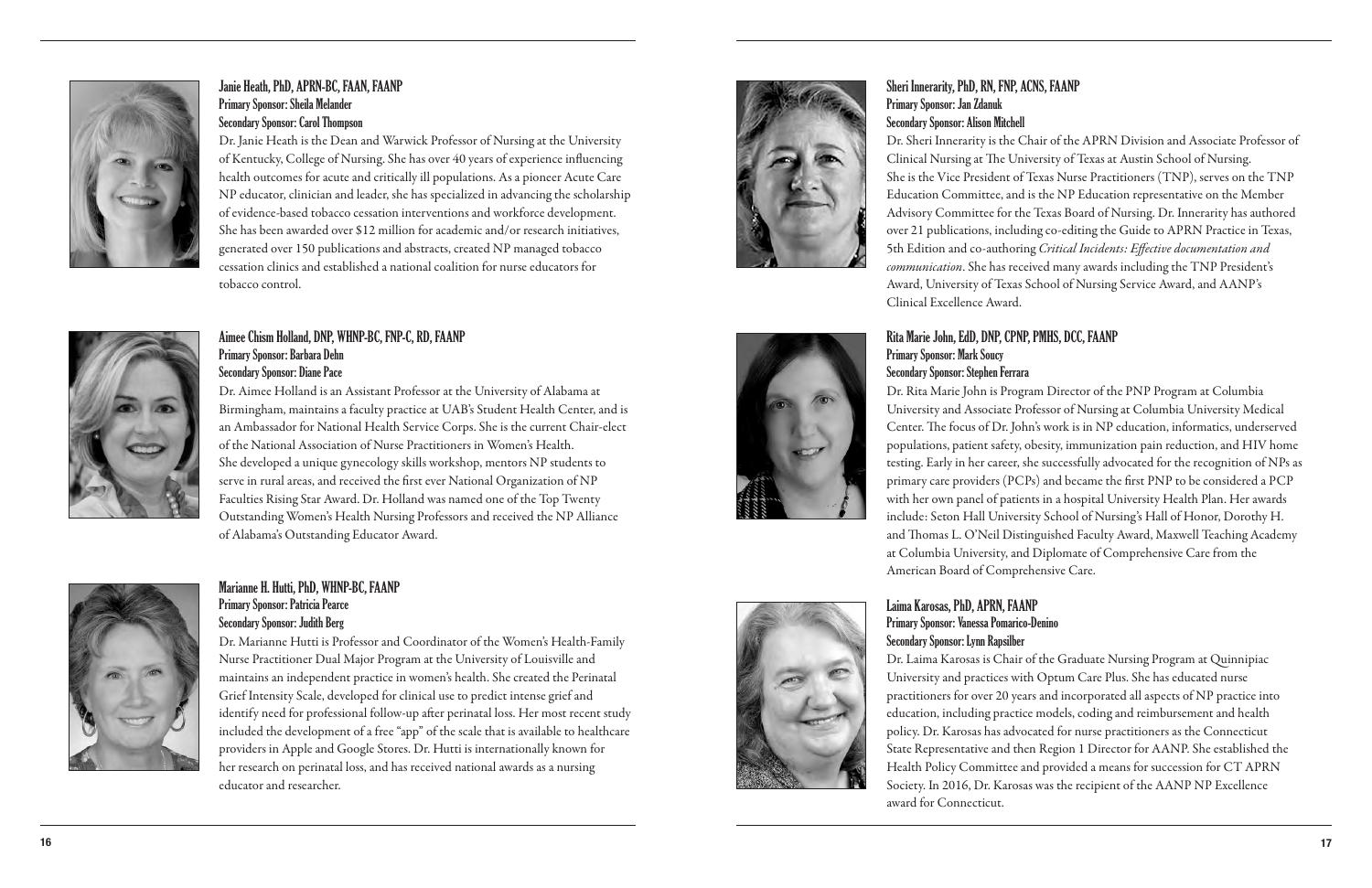### Janie Heath, PhD, APRN-BC, FAAN, FAANP

**Primary Sponsor: Sheila Melander**
**Secondary Sponsor: Carol Thompson**

Dr. Janie Heath is the Dean and Warwick Professor of Nursing at the University of Kentucky, College of Nursing. She has over 40 years of experience influencing health outcomes for acute and critically ill populations. As a pioneer Acute Care NP educator, clinician and leader, she has specialized in advancing the scholarship of evidence-based tobacco cessation interventions and workforce development. She has been awarded over $12 million for academic and/or research initiatives, generated over 150 publications and abstracts, created NP managed tobacco cessation clinics and established a national coalition for nurse educators for tobacco control.

### Aimee Chism Holland, DNP, WHNP-BC, FNP-C, RD, FAANP

**Primary Sponsor: Barbara Dehn**
**Secondary Sponsor: Diane Pace**

Dr. Aimee Holland is an Assistant Professor at the University of Alabama at Birmingham, maintains a faculty practice at UAB's Student Health Center, and is an Ambassador for National Health Service Corps. She is the current Chair-elect of the National Association of Nurse Practitioners in Women's Health. She developed a unique gynecology skills workshop, mentors NP students to serve in rural areas, and received the first ever National Organization of NP Faculties Rising Star Award. Dr. Holland was named one of the Top Twenty Outstanding Women's Health Nursing Professors and received the NP Alliance of Alabama's Outstanding Educator Award.

### Marianne H. Hutti, PhD, WHNP-BC, FAANP

**Primary Sponsor: Patricia Pearce**
**Secondary Sponsor: Judith Berg**

Dr. Marianne Hutti is Professor and Coordinator of the Women's Health-Family Nurse Practitioner Dual Major Program at the University of Louisville and maintains an independent practice in women's health. She created the Perinatal Grief Intensity Scale, developed for clinical use to predict intense grief and identify need for professional follow-up after perinatal loss. Her most recent study included the development of a free "app" of the scale that is available to healthcare providers in Apple and Google Stores. Dr. Hutti is internationally known for her research on perinatal loss, and has received national awards as a nursing educator and researcher.

### Sheri Innerarity, PhD, RN, FNP, ACNS, FAANP

**Primary Sponsor: Jan Zdanuk**
**Secondary Sponsor: Alison Mitchell**

Dr. Sheri Innerarity is the Chair of the APRN Division and Associate Professor of Clinical Nursing at The University of Texas at Austin School of Nursing. She is the Vice President of Texas Nurse Practitioners (TNP), serves on the TNP Education Committee, and is the NP Education representative on the Member Advisory Committee for the Texas Board of Nursing. Dr. Innerarity has authored over 21 publications, including co-editing the Guide to APRN Practice in Texas, 5th Edition and co-authoring *Critical Incidents: Effective documentation and communication*. She has received many awards including the TNP President's Award, University of Texas School of Nursing Service Award, and AANP's Clinical Excellence Award.

### Rita Marie John, EdD, DNP, CPNP, PMHS, DCC, FAANP

**Primary Sponsor: Mark Soucy**
**Secondary Sponsor: Stephen Ferrara**

Dr. Rita Marie John is Program Director of the PNP Program at Columbia University and Associate Professor of Nursing at Columbia University Medical Center. The focus of Dr. John's work is in NP education, informatics, underserved populations, patient safety, obesity, immunization pain reduction, and HIV home testing. Early in her career, she successfully advocated for the recognition of NPs as primary care providers (PCPs) and became the first PNP to be considered a PCP with her own panel of patients in a hospital University Health Plan. Her awards include: Seton Hall University School of Nursing's Hall of Honor, Dorothy H. and Thomas L. O'Neil Distinguished Faculty Award, Maxwell Teaching Academy at Columbia University, and Diplomate of Comprehensive Care from the American Board of Comprehensive Care.

### Laima Karosas, PhD, APRN, FAANP

**Primary Sponsor: Vanessa Pomarico-Denino**
**Secondary Sponsor: Lynn Rapsilber**

Dr. Laima Karosas is Chair of the Graduate Nursing Program at Quinnipiac University and practices with Optum Care Plus. She has educated nurse practitioners for over 20 years and incorporated all aspects of NP practice into education, including practice models, coding and reimbursement and health policy. Dr. Karosas has advocated for nurse practitioners as the Connecticut State Representative and then Region 1 Director for AANP. She established the Health Policy Committee and provided a means for succession for CT APRN Society. In 2016, Dr. Karosas was the recipient of the AANP NP Excellence award for Connecticut.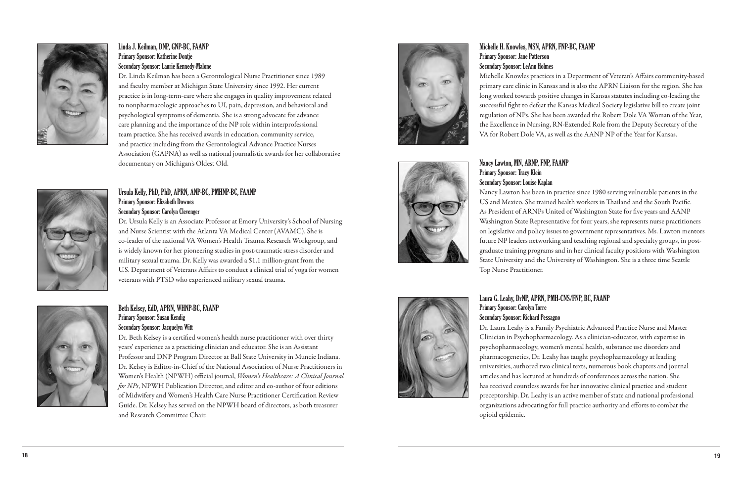### Linda J. Keilman, DNP, GNP-BC, FAANP

**Primary Sponsor: Katherine Dontje**
**Secondary Sponsor: Laurie Kennedy-Malone**

Dr. Linda Keilman has been a Gerontological Nurse Practitioner since 1989 and faculty member at Michigan State University since 1992. Her current practice is in long-term-care where she engages in quality improvement related to nonpharmacologic approaches to UI, pain, depression, and behavioral and psychological symptoms of dementia. She is a strong advocate for advance care planning and the importance of the NP role within interprofessional team practice. She has received awards in education, community service, and practice including from the Gerontological Advance Practice Nurses Association (GAPNA) as well as national journalistic awards for her collaborative documentary on Michigan's Oldest Old.

### Ursula Kelly, PhD, PhD, APRN, ANP-BC, PMHNP-BC, FAANP

**Primary Sponsor: Elizabeth Downes**
**Secondary Sponsor: Carolyn Clevenger**

Dr. Ursula Kelly is an Associate Professor at Emory University's School of Nursing and Nurse Scientist with the Atlanta VA Medical Center (AVAMC). She is co-leader of the national VA Women's Health Trauma Research Workgroup, and is widely known for her pioneering studies in post-traumatic stress disorder and military sexual trauma. Dr. Kelly was awarded a $1.1 million-grant from the U.S. Department of Veterans Affairs to conduct a clinical trial of yoga for women veterans with PTSD who experienced military sexual trauma.

### Beth Kelsey, EdD, APRN, WHNP-BC, FAANP

**Primary Sponsor: Susan Kendig**
**Secondary Sponsor: Jacquelyn Witt**

Dr. Beth Kelsey is a certified women's health nurse practitioner with over thirty years' experience as a practicing clinician and educator. She is an Assistant Professor and DNP Program Director at Ball State University in Muncie Indiana. Dr. Kelsey is Editor-in-Chief of the National Association of Nurse Practitioners in Women's Health (NPWH) official journal, *Women's Healthcare: A Clinical Journal for NPs*, NPWH Publication Director, and editor and co-author of four editions of Midwifery and Women's Health Care Nurse Practitioner Certification Review Guide. Dr. Kelsey has served on the NPWH board of directors, as both treasurer and Research Committee Chair.

### Michelle H. Knowles, MSN, APRN, FNP-BC, FAANP

**Primary Sponsor: Jane Patterson**
**Secondary Sponsor: LeAnn Holmes**

Michelle Knowles practices in a Department of Veteran's Affairs community-based primary care clinic in Kansas and is also the APRN Liaison for the region. She has long worked towards positive changes in Kansas statutes including co-leading the successful fight to defeat the Kansas Medical Society legislative bill to create joint regulation of NPs. She has been awarded the Robert Dole VA Woman of the Year, the Excellence in Nursing, RN-Extended Role from the Deputy Secretary of the VA for Robert Dole VA, as well as the AANP NP of the Year for Kansas.

### Nancy Lawton, MN, ARNP, FNP, FAANP

**Primary Sponsor: Tracy Klein**
**Secondary Sponsor: Louise Kaplan**

Nancy Lawton has been in practice since 1980 serving vulnerable patients in the US and Mexico. She trained health workers in Thailand and the South Pacific. As President of ARNPs United of Washington State for five years and AANP Washington State Representative for four years, she represents nurse practitioners on legislative and policy issues to government representatives. Ms. Lawton mentors future NP leaders networking and teaching regional and specialty groups, in post-graduate training programs and in her clinical faculty positions with Washington State University and the University of Washington. She is a three time Seattle Top Nurse Practitioner.

### Laura G. Leahy, DrNP, APRN, PMH-CNS/FNP, BC, FAANP

**Primary Sponsor: Carolyn Torre**
**Secondary Sponsor: Richard Pessagno**

Dr. Laura Leahy is a Family Psychiatric Advanced Practice Nurse and Master Clinician in Psychopharmacology. As a clinician-educator, with expertise in psychopharmacology, women's mental health, substance use disorders and pharmacogenetics, Dr. Leahy has taught psychopharmacology at leading universities, authored two clinical texts, numerous book chapters and journal articles and has lectured at hundreds of conferences across the nation. She has received countless awards for her innovative clinical practice and student preceptorship. Dr. Leahy is an active member of state and national professional organizations advocating for full practice authority and efforts to combat the opioid epidemic.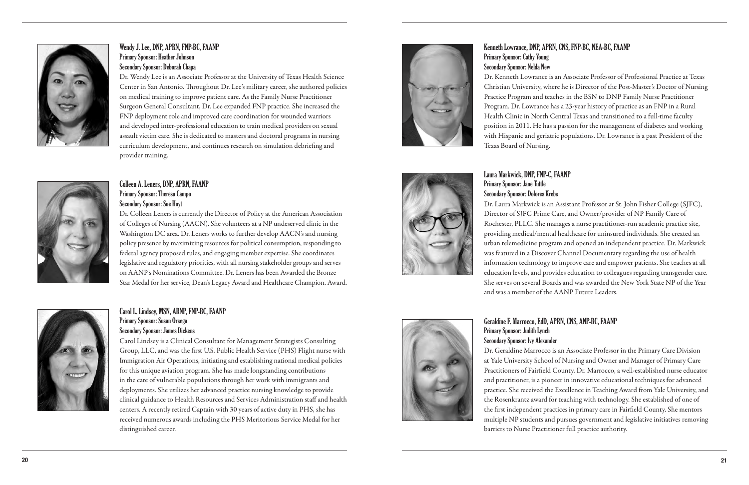### Wendy J. Lee, DNP, APRN, FNP-BC, FAANP
**Primary Sponsor: Heather Johnson**
**Secondary Sponsor: Deborah Chapa**

Dr. Wendy Lee is an Associate Professor at the University of Texas Health Science Center in San Antonio. Throughout Dr. Lee's military career, she authored policies on medical training to improve patient care. As the Family Nurse Practitioner Surgeon General Consultant, Dr. Lee expanded FNP practice. She increased the FNP deployment role and improved care coordination for wounded warriors and developed inter-professional education to train medical providers on sexual assault victim care. She is dedicated to masters and doctoral programs in nursing curriculum development, and continues research on simulation debriefing and provider training.

### Colleen A. Leners, DNP, APRN, FAANP
**Primary Sponsor: Theresa Campo**
**Secondary Sponsor: Sue Hoyt**

Dr. Colleen Leners is currently the Director of Policy at the American Association of Colleges of Nursing (AACN). She volunteers at a NP undeserved clinic in the Washington DC area. Dr. Leners works to further develop AACN's and nursing policy presence by maximizing resources for political consumption, responding to federal agency proposed rules, and engaging member expertise. She coordinates legislative and regulatory priorities, with all nursing stakeholder groups and serves on AANP's Nominations Committee. Dr. Leners has been Awarded the Bronze Star Medal for her service, Dean's Legacy Award and Healthcare Champion. Award.

### Carol L. Lindsey, MSN, ARNP, FNP-BC, FAANP
**Primary Sponsor: Susan Orsega**
**Secondary Sponsor: James Dickens**

Carol Lindsey is a Clinical Consultant for Management Strategists Consulting Group, LLC, and was the first U.S. Public Health Service (PHS) Flight nurse with Immigration Air Operations, initiating and establishing national medical policies for this unique aviation program. She has made longstanding contributions in the care of vulnerable populations through her work with immigrants and deployments. She utilizes her advanced practice nursing knowledge to provide clinical guidance to Health Resources and Services Administration staff and health centers. A recently retired Captain with 30 years of active duty in PHS, she has received numerous awards including the PHS Meritorious Service Medal for her distinguished career.

### Kenneth Lowrance, DNP, APRN, CNS, FNP-BC, NEA-BC, FAANP
**Primary Sponsor: Cathy Young**
**Secondary Sponsor: Nelda New**

Dr. Kenneth Lowrance is an Associate Professor of Professional Practice at Texas Christian University, where he is Director of the Post-Master's Doctor of Nursing Practice Program and teaches in the BSN to DNP Family Nurse Practitioner Program. Dr. Lowrance has a 23-year history of practice as an FNP in a Rural Health Clinic in North Central Texas and transitioned to a full-time faculty position in 2011. He has a passion for the management of diabetes and working with Hispanic and geriatric populations. Dr. Lowrance is a past President of the Texas Board of Nursing.

### Laura Markwick, DNP, FNP-C, FAANP
**Primary Sponsor: Jane Tuttle**
**Secondary Sponsor: Dolores Krebs**

Dr. Laura Markwick is an Assistant Professor at St. John Fisher College (SJFC), Director of SJFC Prime Care, and Owner/provider of NP Family Care of Rochester, PLLC. She manages a nurse practitioner-run academic practice site, providing medical/mental healthcare for uninsured individuals. She created an urban telemedicine program and opened an independent practice. Dr. Markwick was featured in a Discover Channel Documentary regarding the use of health information technology to improve care and empower patients. She teaches at all education levels, and provides education to colleagues regarding transgender care. She serves on several Boards and was awarded the New York State NP of the Year and was a member of the AANP Future Leaders.

### Geraldine F. Marrocco, EdD, APRN, CNS, ANP-BC, FAANP
**Primary Sponsor: Judith Lynch**
**Secondary Sponsor: Ivy Alexander**

Dr. Geraldine Marrocco is an Associate Professor in the Primary Care Division at Yale University School of Nursing and Owner and Manager of Primary Care Practitioners of Fairfield County. Dr. Marrocco, a well-established nurse educator and practitioner, is a pioneer in innovative educational techniques for advanced practice. She received the Excellence in Teaching Award from Yale University, and the Rosenkrantz award for teaching with technology. She established of one of the first independent practices in primary care in Fairfield County. She mentors multiple NP students and pursues government and legislative initiatives removing barriers to Nurse Practitioner full practice authority.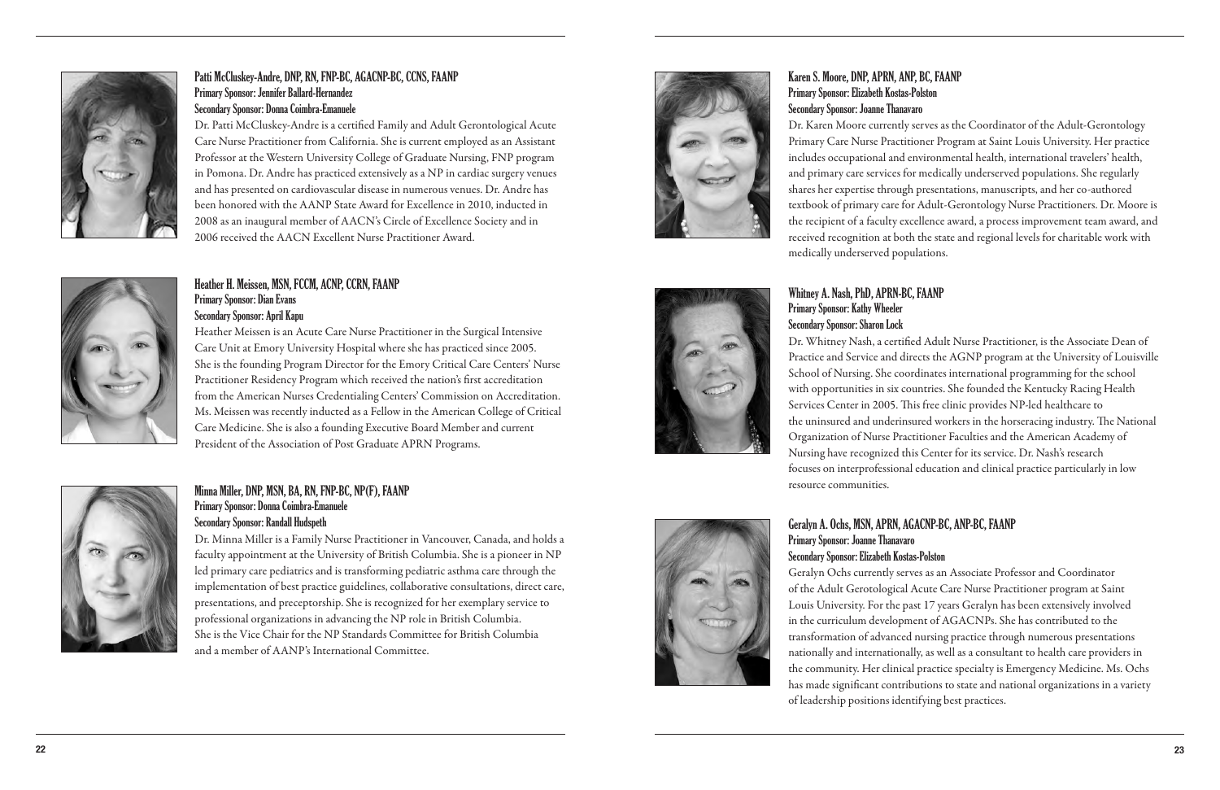## Patti McCluskey-Andre, DNP, RN, FNP-BC, AGACNP-BC, CCNS, FAANP

**Primary Sponsor: Jennifer Ballard-Hernandez**
**Secondary Sponsor: Donna Coimbra-Emanuele**

Dr. Patti McCluskey-Andre is a certified Family and Adult Gerontological Acute Care Nurse Practitioner from California. She is current employed as an Assistant Professor at the Western University College of Graduate Nursing, FNP program in Pomona. Dr. Andre has practiced extensively as a NP in cardiac surgery venues and has presented on cardiovascular disease in numerous venues. Dr. Andre has been honored with the AANP State Award for Excellence in 2010, inducted in 2008 as an inaugural member of AACN's Circle of Excellence Society and in 2006 received the AACN Excellent Nurse Practitioner Award.

## Heather H. Meissen, MSN, FCCM, ACNP, CCRN, FAANP

**Primary Sponsor: Dian Evans**
**Secondary Sponsor: April Kapu**

Heather Meissen is an Acute Care Nurse Practitioner in the Surgical Intensive Care Unit at Emory University Hospital where she has practiced since 2005. She is the founding Program Director for the Emory Critical Care Centers' Nurse Practitioner Residency Program which received the nation's first accreditation from the American Nurses Credentialing Centers' Commission on Accreditation. Ms. Meissen was recently inducted as a Fellow in the American College of Critical Care Medicine. She is also a founding Executive Board Member and current President of the Association of Post Graduate APRN Programs.

## Minna Miller, DNP, MSN, BA, RN, FNP-BC, NP(F), FAANP

**Primary Sponsor: Donna Coimbra-Emanuele**
**Secondary Sponsor: Randall Hudspeth**

Dr. Minna Miller is a Family Nurse Practitioner in Vancouver, Canada, and holds a faculty appointment at the University of British Columbia. She is a pioneer in NP led primary care pediatrics and is transforming pediatric asthma care through the implementation of best practice guidelines, collaborative consultations, direct care, presentations, and preceptorship. She is recognized for her exemplary service to professional organizations in advancing the NP role in British Columbia. She is the Vice Chair for the NP Standards Committee for British Columbia and a member of AANP's International Committee.

## Karen S. Moore, DNP, APRN, ANP, BC, FAANP

**Primary Sponsor: Elizabeth Kostas-Polston**
**Secondary Sponsor: Joanne Thanavaro**

Dr. Karen Moore currently serves as the Coordinator of the Adult-Gerontology Primary Care Nurse Practitioner Program at Saint Louis University. Her practice includes occupational and environmental health, international travelers' health, and primary care services for medically underserved populations. She regularly shares her expertise through presentations, manuscripts, and her co-authored textbook of primary care for Adult-Gerontology Nurse Practitioners. Dr. Moore is the recipient of a faculty excellence award, a process improvement team award, and received recognition at both the state and regional levels for charitable work with medically underserved populations.

## Whitney A. Nash, PhD, APRN-BC, FAANP

**Primary Sponsor: Kathy Wheeler**
**Secondary Sponsor: Sharon Lock**

Dr. Whitney Nash, a certified Adult Nurse Practitioner, is the Associate Dean of Practice and Service and directs the AGNP program at the University of Louisville School of Nursing. She coordinates international programming for the school with opportunities in six countries. She founded the Kentucky Racing Health Services Center in 2005. This free clinic provides NP-led healthcare to the uninsured and underinsured workers in the horseracing industry. The National Organization of Nurse Practitioner Faculties and the American Academy of Nursing have recognized this Center for its service. Dr. Nash's research focuses on interprofessional education and clinical practice particularly in low resource communities.

## Geralyn A. Ochs, MSN, APRN, AGACNP-BC, ANP-BC, FAANP

**Primary Sponsor: Joanne Thanavaro**
**Secondary Sponsor: Elizabeth Kostas-Polston**

Geralyn Ochs currently serves as an Associate Professor and Coordinator of the Adult Gerotological Acute Care Nurse Practitioner program at Saint Louis University. For the past 17 years Geralyn has been extensively involved in the curriculum development of AGACNPs. She has contributed to the transformation of advanced nursing practice through numerous presentations nationally and internationally, as well as a consultant to health care providers in the community. Her clinical practice specialty is Emergency Medicine. Ms. Ochs has made significant contributions to state and national organizations in a variety of leadership positions identifying best practices.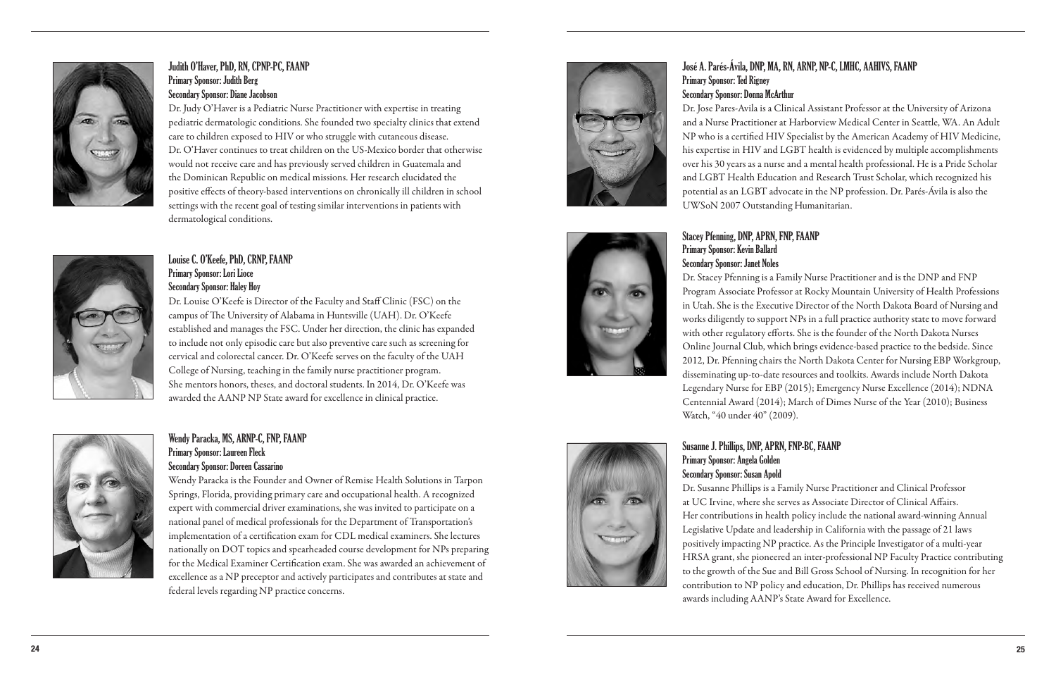### Judith O'Haver, PhD, RN, CPNP-PC, FAANP

**Primary Sponsor: Judith Berg**
**Secondary Sponsor: Diane Jacobson**

Dr. Judy O'Haver is a Pediatric Nurse Practitioner with expertise in treating pediatric dermatologic conditions. She founded two specialty clinics that extend care to children exposed to HIV or who struggle with cutaneous disease. Dr. O'Haver continues to treat children on the US-Mexico border that otherwise would not receive care and has previously served children in Guatemala and the Dominican Republic on medical missions. Her research elucidated the positive effects of theory-based interventions on chronically ill children in school settings with the recent goal of testing similar interventions in patients with dermatological conditions.

### Louise C. O'Keefe, PhD, CRNP, FAANP

**Primary Sponsor: Lori Lioce**
**Secondary Sponsor: Haley Hoy**

Dr. Louise O'Keefe is Director of the Faculty and Staff Clinic (FSC) on the campus of The University of Alabama in Huntsville (UAH). Dr. O'Keefe established and manages the FSC. Under her direction, the clinic has expanded to include not only episodic care but also preventive care such as screening for cervical and colorectal cancer. Dr. O'Keefe serves on the faculty of the UAH College of Nursing, teaching in the family nurse practitioner program. She mentors honors, theses, and doctoral students. In 2014, Dr. O'Keefe was awarded the AANP NP State award for excellence in clinical practice.

### Wendy Paracka, MS, ARNP-C, FNP, FAANP

**Primary Sponsor: Laureen Fleck**
**Secondary Sponsor: Doreen Cassarino**

Wendy Paracka is the Founder and Owner of Remise Health Solutions in Tarpon Springs, Florida, providing primary care and occupational health. A recognized expert with commercial driver examinations, she was invited to participate on a national panel of medical professionals for the Department of Transportation's implementation of a certification exam for CDL medical examiners. She lectures nationally on DOT topics and spearheaded course development for NPs preparing for the Medical Examiner Certification exam. She was awarded an achievement of excellence as a NP preceptor and actively participates and contributes at state and federal levels regarding NP practice concerns.

### José A. Parés-Ávila, DNP, MA, RN, ARNP, NP-C, LMHC, AAHIVS, FAANP

**Primary Sponsor: Ted Rigney**
**Secondary Sponsor: Donna McArthur**

Dr. Jose Pares-Avila is a Clinical Assistant Professor at the University of Arizona and a Nurse Practitioner at Harborview Medical Center in Seattle, WA. An Adult NP who is a certified HIV Specialist by the American Academy of HIV Medicine, his expertise in HIV and LGBT health is evidenced by multiple accomplishments over his 30 years as a nurse and a mental health professional. He is a Pride Scholar and LGBT Health Education and Research Trust Scholar, which recognized his potential as an LGBT advocate in the NP profession. Dr. Parés-Ávila is also the UWSoN 2007 Outstanding Humanitarian.

### Stacey Pfenning, DNP, APRN, FNP, FAANP

**Primary Sponsor: Kevin Ballard**
**Secondary Sponsor: Janet Noles**

Dr. Stacey Pfenning is a Family Nurse Practitioner and is the DNP and FNP Program Associate Professor at Rocky Mountain University of Health Professions in Utah. She is the Executive Director of the North Dakota Board of Nursing and works diligently to support NPs in a full practice authority state to move forward with other regulatory efforts. She is the founder of the North Dakota Nurses Online Journal Club, which brings evidence-based practice to the bedside. Since 2012, Dr. Pfenning chairs the North Dakota Center for Nursing EBP Workgroup, disseminating up-to-date resources and toolkits. Awards include North Dakota Legendary Nurse for EBP (2015); Emergency Nurse Excellence (2014); NDNA Centennial Award (2014); March of Dimes Nurse of the Year (2010); Business Watch, "40 under 40" (2009).

### Susanne J. Phillips, DNP, APRN, FNP-BC, FAANP

**Primary Sponsor: Angela Golden**
**Secondary Sponsor: Susan Apold**

Dr. Susanne Phillips is a Family Nurse Practitioner and Clinical Professor at UC Irvine, where she serves as Associate Director of Clinical Affairs. Her contributions in health policy include the national award-winning Annual Legislative Update and leadership in California with the passage of 21 laws positively impacting NP practice. As the Principle Investigator of a multi-year HRSA grant, she pioneered an inter-professional NP Faculty Practice contributing to the growth of the Sue and Bill Gross School of Nursing. In recognition for her contribution to NP policy and education, Dr. Phillips has received numerous awards including AANP's State Award for Excellence.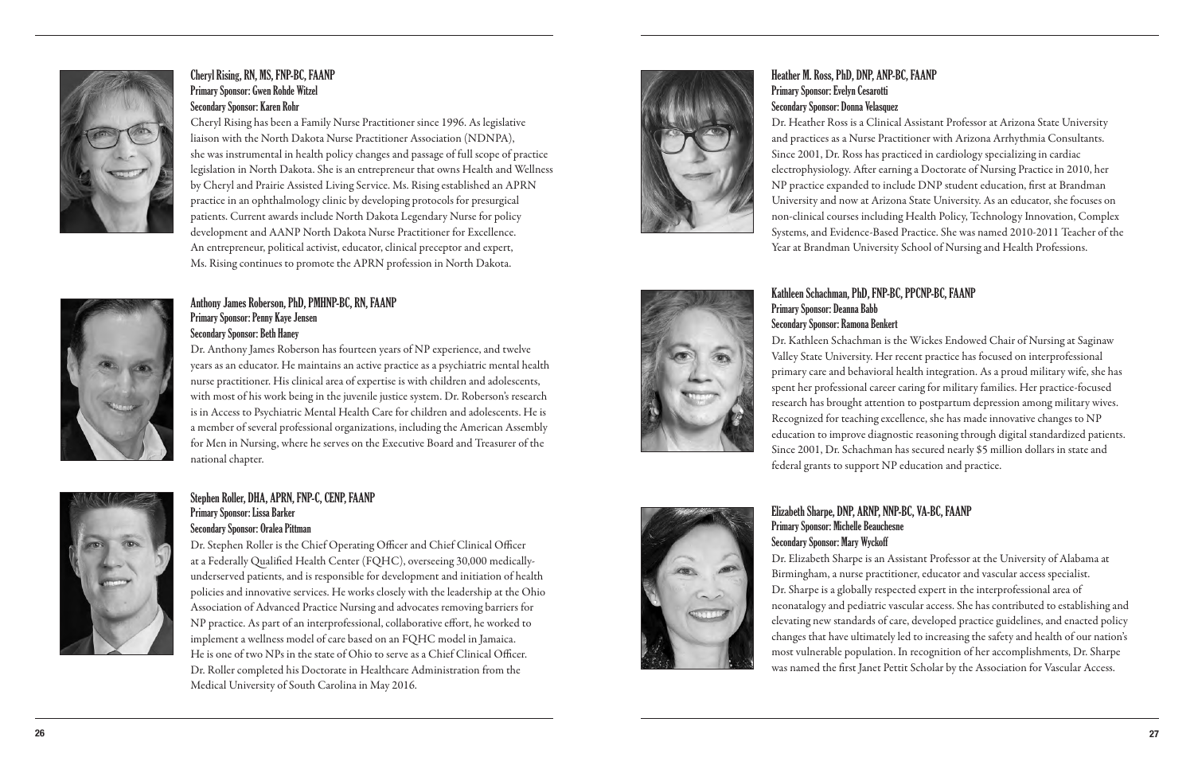### Cheryl Rising, RN, MS, FNP-BC, FAANP

**Primary Sponsor: Gwen Rohde Witzel**
**Secondary Sponsor: Karen Rohr**

Cheryl Rising has been a Family Nurse Practitioner since 1996. As legislative liaison with the North Dakota Nurse Practitioner Association (NDNPA), she was instrumental in health policy changes and passage of full scope of practice legislation in North Dakota. She is an entrepreneur that owns Health and Wellness by Cheryl and Prairie Assisted Living Service. Ms. Rising established an APRN practice in an ophthalmology clinic by developing protocols for presurgical patients. Current awards include North Dakota Legendary Nurse for policy development and AANP North Dakota Nurse Practitioner for Excellence. An entrepreneur, political activist, educator, clinical preceptor and expert, Ms. Rising continues to promote the APRN profession in North Dakota.

### Anthony James Roberson, PhD, PMHNP-BC, RN, FAANP

**Primary Sponsor: Penny Kaye Jensen**
**Secondary Sponsor: Beth Haney**

Dr. Anthony James Roberson has fourteen years of NP experience, and twelve years as an educator. He maintains an active practice as a psychiatric mental health nurse practitioner. His clinical area of expertise is with children and adolescents, with most of his work being in the juvenile justice system. Dr. Roberson's research is in Access to Psychiatric Mental Health Care for children and adolescents. He is a member of several professional organizations, including the American Assembly for Men in Nursing, where he serves on the Executive Board and Treasurer of the national chapter.

### Stephen Roller, DHA, APRN, FNP-C, CENP, FAANP

**Primary Sponsor: Lissa Barker**
**Secondary Sponsor: Oralea Pittman**

Dr. Stephen Roller is the Chief Operating Officer and Chief Clinical Officer at a Federally Qualified Health Center (FQHC), overseeing 30,000 medically-underserved patients, and is responsible for development and initiation of health policies and innovative services. He works closely with the leadership at the Ohio Association of Advanced Practice Nursing and advocates removing barriers for NP practice. As part of an interprofessional, collaborative effort, he worked to implement a wellness model of care based on an FQHC model in Jamaica. He is one of two NPs in the state of Ohio to serve as a Chief Clinical Officer. Dr. Roller completed his Doctorate in Healthcare Administration from the Medical University of South Carolina in May 2016.

### Heather M. Ross, PhD, DNP, ANP-BC, FAANP

**Primary Sponsor: Evelyn Cesarotti**
**Secondary Sponsor: Donna Velasquez**

Dr. Heather Ross is a Clinical Assistant Professor at Arizona State University and practices as a Nurse Practitioner with Arizona Arrhythmia Consultants. Since 2001, Dr. Ross has practiced in cardiology specializing in cardiac electrophysiology. After earning a Doctorate of Nursing Practice in 2010, her NP practice expanded to include DNP student education, first at Brandman University and now at Arizona State University. As an educator, she focuses on non-clinical courses including Health Policy, Technology Innovation, Complex Systems, and Evidence-Based Practice. She was named 2010-2011 Teacher of the Year at Brandman University School of Nursing and Health Professions.

### Kathleen Schachman, PhD, FNP-BC, PPCNP-BC, FAANP

**Primary Sponsor: Deanna Babb**
**Secondary Sponsor: Ramona Benkert**

Dr. Kathleen Schachman is the Wickes Endowed Chair of Nursing at Saginaw Valley State University. Her recent practice has focused on interprofessional primary care and behavioral health integration. As a proud military wife, she has spent her professional career caring for military families. Her practice-focused research has brought attention to postpartum depression among military wives. Recognized for teaching excellence, she has made innovative changes to NP education to improve diagnostic reasoning through digital standardized patients. Since 2001, Dr. Schachman has secured nearly $5 million dollars in state and federal grants to support NP education and practice.

### Elizabeth Sharpe, DNP, ARNP, NNP-BC, VA-BC, FAANP

**Primary Sponsor: Michelle Beauchesne**
**Secondary Sponsor: Mary Wyckoff**

Dr. Elizabeth Sharpe is an Assistant Professor at the University of Alabama at Birmingham, a nurse practitioner, educator and vascular access specialist. Dr. Sharpe is a globally respected expert in the interprofessional area of neonatalogy and pediatric vascular access. She has contributed to establishing and elevating new standards of care, developed practice guidelines, and enacted policy changes that have ultimately led to increasing the safety and health of our nation's most vulnerable population. In recognition of her accomplishments, Dr. Sharpe was named the first Janet Pettit Scholar by the Association for Vascular Access.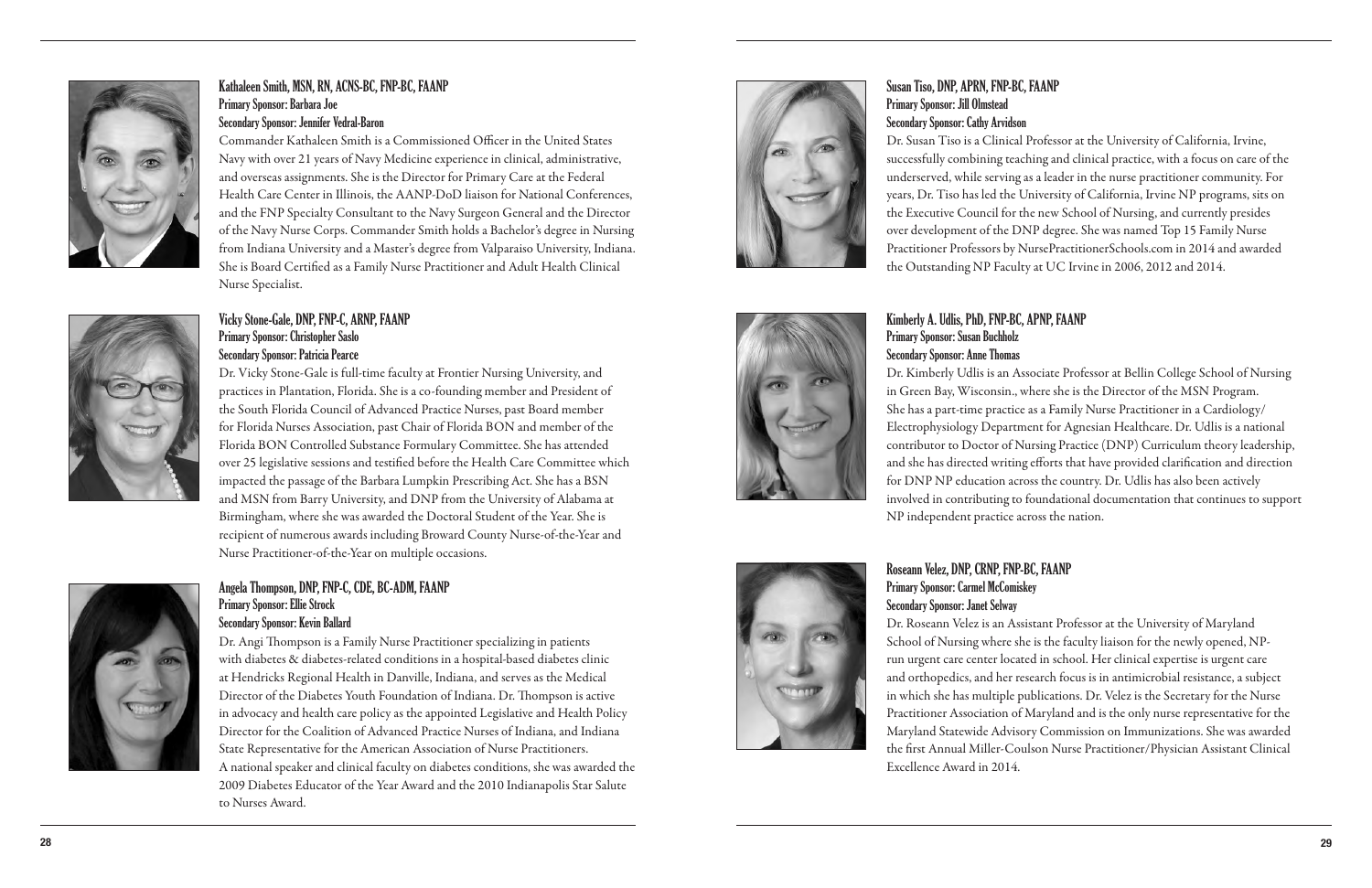### Kathaleen Smith, MSN, RN, ACNS-BC, FNP-BC, FAANP

**Primary Sponsor: Barbara Joe**
**Secondary Sponsor: Jennifer Vedral-Baron**

Commander Kathaleen Smith is a Commissioned Officer in the United States Navy with over 21 years of Navy Medicine experience in clinical, administrative, and overseas assignments. She is the Director for Primary Care at the Federal Health Care Center in Illinois, the AANP-DoD liaison for National Conferences, and the FNP Specialty Consultant to the Navy Surgeon General and the Director of the Navy Nurse Corps. Commander Smith holds a Bachelor's degree in Nursing from Indiana University and a Master's degree from Valparaiso University, Indiana. She is Board Certified as a Family Nurse Practitioner and Adult Health Clinical Nurse Specialist.

### Vicky Stone-Gale, DNP, FNP-C, ARNP, FAANP

**Primary Sponsor: Christopher Saslo**
**Secondary Sponsor: Patricia Pearce**

Dr. Vicky Stone-Gale is full-time faculty at Frontier Nursing University, and practices in Plantation, Florida. She is a co-founding member and President of the South Florida Council of Advanced Practice Nurses, past Board member for Florida Nurses Association, past Chair of Florida BON and member of the Florida BON Controlled Substance Formulary Committee. She has attended over 25 legislative sessions and testified before the Health Care Committee which impacted the passage of the Barbara Lumpkin Prescribing Act. She has a BSN and MSN from Barry University, and DNP from the University of Alabama at Birmingham, where she was awarded the Doctoral Student of the Year. She is recipient of numerous awards including Broward County Nurse-of-the-Year and Nurse Practitioner-of-the-Year on multiple occasions.

### Angela Thompson, DNP, FNP-C, CDE, BC-ADM, FAANP

**Primary Sponsor: Ellie Strock**
**Secondary Sponsor: Kevin Ballard**

Dr. Angi Thompson is a Family Nurse Practitioner specializing in patients with diabetes & diabetes-related conditions in a hospital-based diabetes clinic at Hendricks Regional Health in Danville, Indiana, and serves as the Medical Director of the Diabetes Youth Foundation of Indiana. Dr. Thompson is active in advocacy and health care policy as the appointed Legislative and Health Policy Director for the Coalition of Advanced Practice Nurses of Indiana, and Indiana State Representative for the American Association of Nurse Practitioners. A national speaker and clinical faculty on diabetes conditions, she was awarded the 2009 Diabetes Educator of the Year Award and the 2010 Indianapolis Star Salute to Nurses Award.

### Susan Tiso, DNP, APRN, FNP-BC, FAANP

**Primary Sponsor: Jill Olmstead**
**Secondary Sponsor: Cathy Arvidson**

Dr. Susan Tiso is a Clinical Professor at the University of California, Irvine, successfully combining teaching and clinical practice, with a focus on care of the underserved, while serving as a leader in the nurse practitioner community. For years, Dr. Tiso has led the University of California, Irvine NP programs, sits on the Executive Council for the new School of Nursing, and currently presides over development of the DNP degree. She was named Top 15 Family Nurse Practitioner Professors by NursePractitionerSchools.com in 2014 and awarded the Outstanding NP Faculty at UC Irvine in 2006, 2012 and 2014.

### Kimberly A. Udlis, PhD, FNP-BC, APNP, FAANP

**Primary Sponsor: Susan Buchholz**
**Secondary Sponsor: Anne Thomas**

Dr. Kimberly Udlis is an Associate Professor at Bellin College School of Nursing in Green Bay, Wisconsin., where she is the Director of the MSN Program. She has a part-time practice as a Family Nurse Practitioner in a Cardiology/ Electrophysiology Department for Agnesian Healthcare. Dr. Udlis is a national contributor to Doctor of Nursing Practice (DNP) Curriculum theory leadership, and she has directed writing efforts that have provided clarification and direction for DNP NP education across the country. Dr. Udlis has also been actively involved in contributing to foundational documentation that continues to support NP independent practice across the nation.

### Roseann Velez, DNP, CRNP, FNP-BC, FAANP

**Primary Sponsor: Carmel McComiskey**
**Secondary Sponsor: Janet Selway**

Dr. Roseann Velez is an Assistant Professor at the University of Maryland School of Nursing where she is the faculty liaison for the newly opened, NP-run urgent care center located in school. Her clinical expertise is urgent care and orthopedics, and her research focus is in antimicrobial resistance, a subject in which she has multiple publications. Dr. Velez is the Secretary for the Nurse Practitioner Association of Maryland and is the only nurse representative for the Maryland Statewide Advisory Commission on Immunizations. She was awarded the first Annual Miller-Coulson Nurse Practitioner/Physician Assistant Clinical Excellence Award in 2014.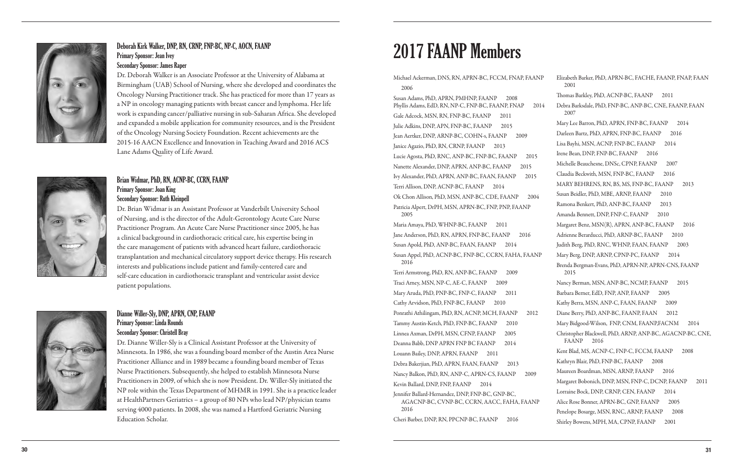### Deborah Kirk Walker, DNP, RN, CRNP, FNP-BC, NP-C, AOCN, FAANP

**Primary Sponsor: Jean Ivey**
**Secondary Sponsor: James Raper**

Dr. Deborah Walker is an Associate Professor at the University of Alabama at Birmingham (UAB) School of Nursing, where she developed and coordinates the Oncology Nursing Practitioner track. She has practiced for more than 17 years as a NP in oncology managing patients with breast cancer and lymphoma. Her life work is expanding cancer/palliative nursing in sub-Saharan Africa. She developed and expanded a mobile application for community resources, and is the President of the Oncology Nursing Society Foundation. Recent achievements are the 2015-16 AACN Excellence and Innovation in Teaching Award and 2016 ACS Lane Adams Quality of Life Award.

### Brian Widmar, PhD, RN, ACNP-BC, CCRN, FAANP

**Primary Sponsor: Joan King**
**Secondary Sponsor: Ruth Kleinpell**

Dr. Brian Widmar is an Assistant Professor at Vanderbilt University School of Nursing, and is the director of the Adult-Gerontology Acute Care Nurse Practitioner Program. An Acute Care Nurse Practitioner since 2005, he has a clinical background in cardiothoracic critical care, his expertise being in the care management of patients with advanced heart failure, cardiothoracic transplantation and mechanical circulatory support device therapy. His research interests and publications include patient and family-centered care and self-care education in cardiothoracic transplant and ventricular assist device patient populations.

### Dianne Willer-Sly, DNP, APRN, CNP, FAANP

**Primary Sponsor: Linda Rounds**
**Secondary Sponsor: Christell Bray**

Dr. Dianne Willer-Sly is a Clinical Assistant Professor at the University of Minnesota. In 1986, she was a founding board member of the Austin Area Nurse Practitioner Alliance and in 1989 became a founding board member of Texas Nurse Practitioners. Subsequently, she helped to establish Minnesota Nurse Practitioners in 2009, of which she is now President. Dr. Willer-Sly initiated the NP role within the Texas Department of MHMR in 1991. She is a practice leader at HealthPartners Geriatrics – a group of 80 NPs who lead NP/physician teams serving 4000 patients. In 2008, she was named a Hartford Geriatric Nursing Education Scholar.

# 2017 FAANP Members

Michael Ackerman, DNS, RN, APRN-BC, FCCM, FNAP, FAANP 2006

Susan Adams, PhD, APRN, PMHNP, FAANP 2008

Phyllis Adams, EdD, RN, NP-C, FNP-BC, FAANP, FNAP 2014

Gale Adcock, MSN, RN, FNP-BC, FAANP 2011

Julie Adkins, DNP, APN, FNP-BC, FAANP 2015

Jean Aertker, DNP, ARNP-BC, COHN-s, FAANP 2009

Janice Agazio, PhD, RN, CRNP, FAANP 2013

Lucie Agosta, PhD, RNC, ANP-BC, FNP-BC, FAANP 2015

Nanette Alexander, DNP, APRN, ANP-BC, FAANP 2015

Ivy Alexander, PhD, APRN, ANP-BC, FAAN, FAANP 2015

Terri Allison, DNP, ACNP-BC, FAANP 2014

Ok Chon Allison, PhD, MSN, ANP-BC, CDE, FAANP 2004

Patricia Alpert, DrPH, MSN, APRN-BC, FNP, PNP, FAANP 2005

Maria Amaya, PhD, WHNP-BC, FAANP 2011

Jane Anderson, PhD, RN, APRN, FNP-BC, FAANP 2016

Susan Apold, PhD, ANP-BC, FAAN, FAANP 2014

Susan Appel, PhD, ACNP-BC, FNP-BC, CCRN, FAHA, FAANP 2016

Terri Armstrong, PhD, RN, ANP-BC, FAANP 2009

Traci Arney, MSN, NP-C, AE-C, FAANP 2009

Mary Aruda, PhD, PNP-BC, FNP-C, FAANP 2011

Cathy Arvidson, PhD, FNP-BC, FAANP 2010

Ponrathi Athilingam, PhD, RN, ACNP, MCH, FAANP 2012

Tammy Austin-Ketch, PhD, FNP-BC, FAANP 2010

Linnea Axman, DrPH, MSN, CFNP, FAANP 2005

Deanna Babb, DNP APRN FNP BC FAANP 2014

Louann Bailey, DNP, APRN, FAANP 2011

Debra Bakerjian, PhD, APRN, FAAN, FAANP 2013

Nancy Balkon, PhD, RN, ANP-C, APRN-CS, FAANP 2009

Kevin Ballard, DNP, FNP, FAANP 2014

Jennifer Ballard-Hernandez, DNP, FNP-BC, GNP-BC, AGACNP-BC, CVNP-BC, CCRN, AACC, FAHA, FAANP 2016

Cheri Barber, DNP, RN, PPCNP-BC, FAANP 2016

Elizabeth Barker, PhD, APRN-BC, FACHE, FAANP, FNAP, FAAN 2001

Thomas Barkley, PhD, ACNP-BC, FAANP 2011

Debra Barksdale, PhD, FNP-BC, ANP-BC, CNE, FAANP, FAAN 2007

Mary Lee Barron, PhD, APRN, FNP-BC, FAANP 2014

Darleen Bartz, PhD, APRN, FNP-BC, FAANP 2016

Lisa Bayhi, MSN, ACNP, FNP-BC, FAANP 2014

Irene Bean, DNP, FNP-BC, FAANP 2016

Michelle Beauchesne, DNSc, CPNP, FAANP 2007

Claudia Beckwith, MSN, FNP-BC, FAANP 2016

MARY BEHRENS, RN, BS, MS, FNP-BC, FAANP 2013

Susan Beidler, PhD, MBE, ARNP, FAANP 2010

Ramona Benkert, PhD, ANP-BC, FAANP 2013

Amanda Bennett, DNP, FNP-C, FAANP 2010

Margaret Benz, MSN(R), APRN, ANP-BC, FAANP 2016

Adrienne Berarducci, PhD, ARNP-BC, FAANP 2010

Judith Berg, PhD, RNC, WHNP, FAAN, FAANP 2003

Mary Berg, DNP, ARNP, CPNP-PC, FAANP 2014

Brenda Bergman-Evans, PhD, APRN-NP, APRN-CNS, FAANP 2015

Nancy Berman, MSN, ANP-BC, NCMP, FAANP 2015

Barbara Berner, EdD, FNP, ANP, FAANP 2005

Kathy Berra, MSN, ANP-C, FAAN, FAANP 2009

Diane Berry, PhD, ANP-BC, FAANP, FAAN 2012

Mary Bidgood-Wilson, FNP, CNM, FAANP,FACNM 2014

Christopher Blackwell, PhD, ARNP, ANP-BC, AGACNP-BC, CNE, FAANP 2016

Kent Blad, MS, ACNP-C, FNP-C, FCCM, FAANP 2008

Kathryn Blair, PhD, FNP-BC, FAANP 2008

Maureen Boardman, MSN, ARNP, FAANP 2016

Margaret Bobonich, DNP, MSN, FNP-C, DCNP, FAANP 2011

Lorraine Bock, DNP, CRNP, CEN, FAANP 2014

Alice Rose Bonner, APRN-BC, GNP, FAANP 2005

Penelope Bosarge, MSN, RNC, ARNP, FAANP 2008

Shirley Bowens, MPH, MA, CPNP, FAANP 2001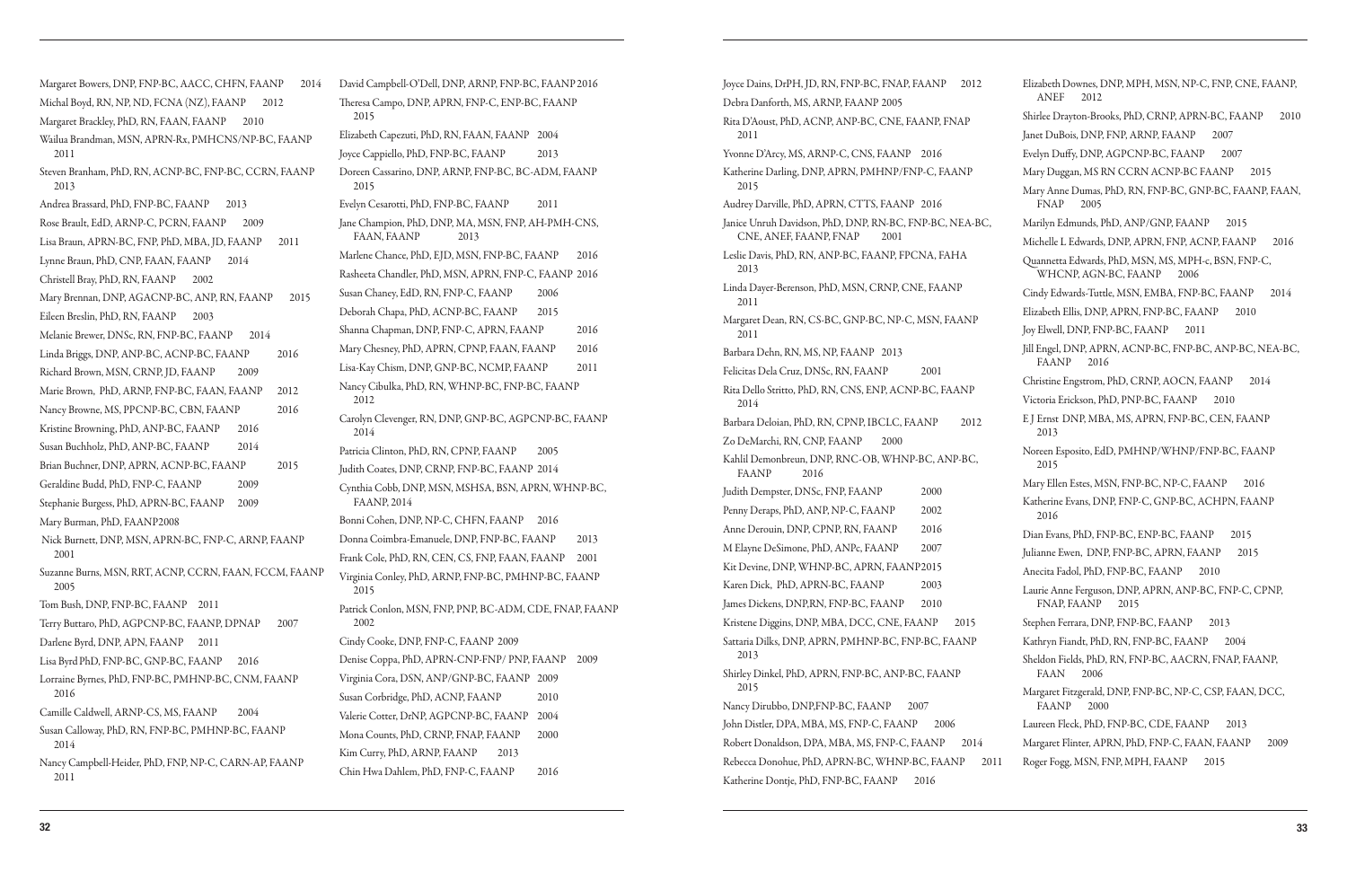Margaret Bowers, DNP, FNP-BC, AACC, CHFN, FAANP 2014

Michal Boyd, RN, NP, ND, FCNA (NZ), FAANP 2012

Margaret Brackley, PhD, RN, FAAN, FAANP 2010

Wailua Brandman, MSN, APRN-Rx, PMHCNS/NP-BC, FAANP 2011

Steven Branham, PhD, RN, ACNP-BC, FNP-BC, CCRN, FAANP 2013

Andrea Brassard, PhD, FNP-BC, FAANP 2013

Rose Brault, EdD, ARNP-C, PCRN, FAANP 2009

Lisa Braun, APRN-BC, FNP, PhD, MBA, JD, FAANP 2011

Lynne Braun, PhD, CNP, FAAN, FAANP 2014

Christell Bray, PhD, RN, FAANP 2002

Mary Brennan, DNP, AGACNP-BC, ANP, RN, FAANP 2015

Eileen Breslin, PhD, RN, FAANP 2003

Melanie Brewer, DNSc, RN, FNP-BC, FAANP 2014

Linda Briggs, DNP, ANP-BC, ACNP-BC, FAANP 2016

Richard Brown, MSN, CRNP, JD, FAANP 2009

Marie Brown, PhD, ARNP, FNP-BC, FAAN, FAANP 2012

Nancy Browne, MS, PPCNP-BC, CBN, FAANP 2016

Kristine Browning, PhD, ANP-BC, FAANP 2016

Susan Buchholz, PhD, ANP-BC, FAANP 2014

Brian Buchner, DNP, APRN, ACNP-BC, FAANP 2015

Geraldine Budd, PhD, FNP-C, FAANP 2009

Stephanie Burgess, PhD, APRN-BC, FAANP 2009

Mary Burman, PhD, FAANP2008

Nick Burnett, DNP, MSN, APRN-BC, FNP-C, ARNP, FAANP 2001

Suzanne Burns, MSN, RRT, ACNP, CCRN, FAAN, FCCM, FAANP 2005

Tom Bush, DNP, FNP-BC, FAANP 2011

Terry Buttaro, PhD, AGPCNP-BC, FAANP, DPNAP 2007

Darlene Byrd, DNP, APN, FAANP 2011

Lisa Byrd PhD, FNP-BC, GNP-BC, FAANP 2016

Lorraine Byrnes, PhD, FNP-BC, PMHNP-BC, CNM, FAANP 2016

Camille Caldwell, ARNP-CS, MS, FAANP 2004

Susan Calloway, PhD, RN, FNP-BC, PMHNP-BC, FAANP 2014

Nancy Campbell-Heider, PhD, FNP, NP-C, CARN-AP, FAANP 2011

David Campbell-O'Dell, DNP, ARNP, FNP-BC, FAANP 2016

Theresa Campo, DNP, APRN, FNP-C, ENP-BC, FAANP 2015

Elizabeth Capezuti, PhD, RN, FAAN, FAANP 2004

Joyce Cappiello, PhD, FNP-BC, FAANP 2013

Doreen Cassarino, DNP, ARNP, FNP-BC, BC-ADM, FAANP 2015

Evelyn Cesarotti, PhD, FNP-BC, FAANP 2011

Jane Champion, PhD, DNP, MA, MSN, FNP, AH-PMH-CNS, FAAN, FAANP 2013

Marlene Chance, PhD, EJD, MSN, FNP-BC, FAANP 2016

Rasheeta Chandler, PhD, MSN, APRN, FNP-C, FAANP 2016

Susan Chaney, EdD, RN, FNP-C, FAANP 2006

Deborah Chapa, PhD, ACNP-BC, FAANP 2015

Shanna Chapman, DNP, FNP-C, APRN, FAANP 2016

Mary Chesney, PhD, APRN, CPNP, FAAN, FAANP 2016

Lisa-Kay Chism, DNP, GNP-BC, NCMP, FAANP 2011

Nancy Cibulka, PhD, RN, WHNP-BC, FNP-BC, FAANP 2012

Carolyn Clevenger, RN, DNP, GNP-BC, AGPCNP-BC, FAANP 2014

Patricia Clinton, PhD, RN, CPNP, FAANP 2005

Judith Coates, DNP, CRNP, FNP-BC, FAANP 2014

Cynthia Cobb, DNP, MSN, MSHSA, BSN, APRN, WHNP-BC, FAANP, 2014

Bonni Cohen, DNP, NP-C, CHFN, FAANP 2016

Donna Coimbra-Emanuele, DNP, FNP-BC, FAANP 2013

Frank Cole, PhD, RN, CEN, CS, FNP, FAAN, FAANP 2001

Virginia Conley, PhD, ARNP, FNP-BC, PMHNP-BC, FAANP 2015

Patrick Conlon, MSN, FNP, PNP, BC-ADM, CDE, FNAP, FAANP 2002

Cindy Cooke, DNP, FNP-C, FAANP 2009

Denise Coppa, PhD, APRN-CNP-FNP/ PNP, FAANP 2009

Virginia Cora, DSN, ANP/GNP-BC, FAANP 2009

Susan Corbridge, PhD, ACNP, FAANP 2010

Valerie Cotter, DrNP, AGPCNP-BC, FAANP 2004

Mona Counts, PhD, CRNP, FNAP, FAANP 2000

Kim Curry, PhD, ARNP, FAANP 2013

Chin Hwa Dahlem, PhD, FNP-C, FAANP 2016

Joyce Dains, DrPH, JD, RN, FNP-BC, FNAP, FAANP 2012

Debra Danforth, MS, ARNP, FAANP 2005

Rita D'Aoust, PhD, ACNP, ANP-BC, CNE, FAANP, FNAP 2011

Yvonne D'Arcy, MS, ARNP-C, CNS, FAANP 2016

Katherine Darling, DNP, APRN, PMHNP/FNP-C, FAANP 2015

Audrey Darville, PhD, APRN, CTTS, FAANP 2016

Janice Unruh Davidson, PhD, DNP, RN-BC, FNP-BC, NEA-BC, CNE, ANEF, FAANP, FNAP 2001

Leslie Davis, PhD, RN, ANP-BC, FAANP, FPCNA, FAHA 2013

Linda Dayer-Berenson, PhD, MSN, CRNP, CNE, FAANP 2011

Margaret Dean, RN, CS-BC, GNP-BC, NP-C, MSN, FAANP 2011

Barbara Dehn, RN, MS, NP, FAANP 2013

Felicitas Dela Cruz, DNSc, RN, FAANP 2001

Rita Dello Stritto, PhD, RN, CNS, ENP, ACNP-BC, FAANP 2014

Barbara Deloian, PhD, RN, CPNP, IBCLC, FAANP 2012

Zo DeMarchi, RN, CNP, FAANP 2000

Kahlil Demonbreun, DNP, RNC-OB, WHNP-BC, ANP-BC, FAANP 2016

Judith Dempster, DNSc, FNP, FAANP 2000

Penny Deraps, PhD, ANP, NP-C, FAANP 2002

Anne Derouin, DNP, CPNP, RN, FAANP 2016

M Elayne DeSimone, PhD, ANPc, FAANP 2007

Kit Devine, DNP, WHNP-BC, APRN, FAANP2015

Karen Dick, PhD, APRN-BC, FAANP 2003

James Dickens, DNP,RN, FNP-BC, FAANP 2010

Kristene Diggins, DNP, MBA, DCC, CNE, FAANP 2015

Sattaria Dilks, DNP, APRN, PMHNP-BC, FNP-BC, FAANP 2013

Shirley Dinkel, PhD, APRN, FNP-BC, ANP-BC, FAANP 2015

Nancy Dirubbo, DNP,FNP-BC, FAANP 2007

John Distler, DPA, MBA, MS, FNP-C, FAANP 2006

Robert Donaldson, DPA, MBA, MS, FNP-C, FAANP 2014

Rebecca Donohue, PhD, APRN-BC, WHNP-BC, FAANP 2011

Katherine Dontje, PhD, FNP-BC, FAANP 2016

Elizabeth Downes, DNP, MPH, MSN, NP-C, FNP, CNE, FAANP, ANEF 2012

Shirlee Drayton-Brooks, PhD, CRNP, APRN-BC, FAANP 2010

Janet DuBois, DNP, FNP, ARNP, FAANP 2007

Evelyn Duffy, DNP, AGPCNP-BC, FAANP 2007

Mary Duggan, MS RN CCRN ACNP-BC FAANP 2015

Mary Anne Dumas, PhD, RN, FNP-BC, GNP-BC, FAANP, FAAN, FNAP 2005

Marilyn Edmunds, PhD, ANP/GNP, FAANP 2015

Michelle L Edwards, DNP, APRN, FNP, ACNP, FAANP 2016

Quannetta Edwards, PhD, MSN, MS, MPH-c, BSN, FNP-C, WHCNP, AGN-BC, FAANP 2006

Cindy Edwards-Tuttle, MSN, EMBA, FNP-BC, FAANP 2014

Elizabeth Ellis, DNP, APRN, FNP-BC, FAANP 2010

Joy Elwell, DNP, FNP-BC, FAANP 2011

Jill Engel, DNP, APRN, ACNP-BC, FNP-BC, ANP-BC, NEA-BC, FAANP 2016

Christine Engstrom, PhD, CRNP, AOCN, FAANP 2014

Victoria Erickson, PhD, PNP-BC, FAANP 2010

E J Ernst DNP, MBA, MS, APRN, FNP-BC, CEN, FAANP 2013

Noreen Esposito, EdD, PMHNP/WHNP/FNP-BC, FAANP 2015

Mary Ellen Estes, MSN, FNP-BC, NP-C, FAANP 2016

Katherine Evans, DNP, FNP-C, GNP-BC, ACHPN, FAANP 2016

Dian Evans, PhD, FNP-BC, ENP-BC, FAANP 2015

Julianne Ewen, DNP, FNP-BC, APRN, FAANP 2015

Anecita Fadol, PhD, FNP-BC, FAANP 2010

Laurie Anne Ferguson, DNP, APRN, ANP-BC, FNP-C, CPNP, FNAP, FAANP 2015

Stephen Ferrara, DNP, FNP-BC, FAANP 2013

Kathryn Fiandt, PhD, RN, FNP-BC, FAANP 2004

Sheldon Fields, PhD, RN, FNP-BC, AACRN, FNAP, FAANP, FAAN 2006

Margaret Fitzgerald, DNP, FNP-BC, NP-C, CSP, FAAN, DCC, FAANP 2000

Laureen Fleck, PhD, FNP-BC, CDE, FAANP 2013

Margaret Flinter, APRN, PhD, FNP-C, FAAN, FAANP 2009

Roger Fogg, MSN, FNP, MPH, FAANP 2015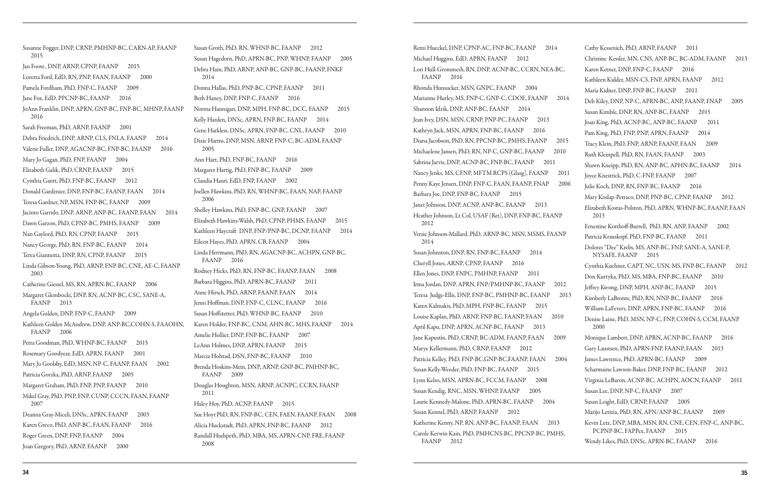Susanne Fogger, DNP, CRNP, PMHNP-BC, CARN-AP, FAANP 2015

Jan Foote, DNP, ARNP, CPNP, FAANP 2015

Loretta Ford, EdD, RN, PNP, FAAN, FAANP 2000

Pamela Fordham, PhD, FNP-C, FAANP 2009

Jane Fox, EdD, PPCNP-BC, FAANP 2016

JoAnn Franklin, DNP, APRN, GNP-BC, FNP-BC, MHNP, FAANP 2016

Sarah Freeman, PhD, ARNP, FAANP 2001

Debra Friedrich, DNP, ARNP, CLS, FNLA, FAANP 2014

Valerie Fuller, DNP, AGACNP-BC, FNP-BC, FAANP 2016

Mary Jo Gagan, PhD, FNP, FAANP 2004

Elizabeth Galik, PhD, CRNP, FAANP 2015

Cynthia Gantt, PhD, FNP-BC, FAANP 2012

Donald Gardenier, DNP, FNP-BC, FAANP, FAAN 2014

Teresa Gardner, NP, MSN, FNP-BC, FAANP 2009

Jacinto Garrido, DNP, ARNP, ANP-BC, FAANP, FAAN 2014

Dawn Garzon, PhD, CPNP-BC, PMHS, FAANP 2009

Nan Gaylord, PhD, RN, CPNP, FAANP 2015

Nancy George, PhD, RN, FNP-BC, FAANP 2014

Terea Giannetta, DNP, RN, CPNP, FAANP 2015

Linda Gibson-Young, PhD, ARNP, FNP-BC, CNE, AE-C, FAANP 2003

Catherine Giessel, MS, RN, APRN-BC, FAANP 2006

Margaret Glembocki, DNP, RN, ACNP-BC, CSC, SANE-A, FAANP 2013

Angela Golden, DNP, FNP-C, FAANP 2009

Kathleen Golden McAndrew, DNP, ANP-BC,COHN-S, FAAOHN, FAANP 2006

Petra Goodman, PhD, WHNP-BC, FAANP 2015

Rosemary Goodyear, EdD, APRN, FAANP 2001

Mary Jo Goolsby, EdD, MSN, NP-C, FAANP, FAAN 2002

Patricia Gorzka, PhD, ARNP, FAANP 2005

Margaret Graham, PhD, FNP, PNP, FAANP 2010

Mikel Gray, PhD, PNP, FNP, CUNP, CCCN, FAAN, FAANP 2007

Deanna Gray-Miceli, DNSc, APRN, FAANP 2003

Karen Greco, PhD, ANP-BC, FAAN, FAANP 2016

Roger Green, DNP, FNP, FAANP 2004

Joan Gregory, PhD, ARNP, FAANP 2000

Susan Groth, PhD, RN, WHNP-BC, FAANP 2012

Susan Hagedorn, PhD, APRN-BC, PNP, WHNP, FAANP 2005

Debra Hain, PhD, ARNP, ANP-BC, GNP-BC, FAANP, FNKF 2014

Donna Hallas, PhD, PNP-BC, CPNP, FAANP 2011

Beth Haney, DNP, FNP-C, FAANP 2016

Norma Hannigan, DNP, MPH, FNP-BC, DCC, FAANP 2015

Kelly Harden, DNSc, APRN, FNP-BC, FAANP 2014

Gene Harkless, DNSc, APRN, FNP-BC, CNL, FAANP 2010

Dixie Harms, DNP, MSN, ARNP, FNP-C, BC-ADM, FAANP 2005

Ann Hart, PhD, FNP-BC, FAANP 2016

Margaret Hartig, PhD, FNP-BC, FAANP 2009

Claudia Hauri, EdD, FNP, FAANP 2002

Joellen Hawkins, PhD, RN, WHNP-BC, FAAN, NAP, FAANP 2006

Shelley Hawkins, PhD, FNP-BC, GNP, FAANP 2007

Elizabeth Hawkins-Walsh, PhD, CPNP, PHMS, FAANP 2015

Kathleen Haycraft DNP, FNP/PNP-BC, DCNP, FAANP 2014

Eileen Hayes, PhD, APRN, CB, FAANP 2004

Linda Herrmann, PhD, RN, AGACNP-BC, ACHPN, GNP-BC, FAANP 2016

Rodney Hicks, PhD, RN, FNP-BC, FAANP, FAAN 2008

Barbara Higgins, PhD, APRN-BC, FAANP 2011

Anne Hirsch, PhD, ARNP, FAANP, FAAN 2014

Jenni Hoffman, DNP, FNP-C, CLNC, FAANP 2016

Susan Hoffstetter, PhD, WHNP-BC, FAANP 2010

Karen Holder, FNP-BC, CNM, AHN-BC, MHS, FAANP 2014

Amelie Hollier, DNP, FNP-BC, FAANP 2007

LeAnn Holmes, DNP, APRN, FAANP 2015

Marcia Holstad, DSN, FNP-BC, FAANP 2010

Brenda Hoskins-Mein, DNP, ARNP, GNP-BC, PMHNP-BC, FAANP 2009

Douglas Houghton, MSN, ARNP, ACNPC, CCRN, FAANP 2011

Haley Hoy, PhD, ACNP, FAANP 2015

Sue Hoyt PhD, RN, FNP-BC, CEN, FAEN, FAANP, FAAN 2008

Alicia Huckstadt, PhD, APRN, FNP-BC, FAANP 2012

Randall Hudspeth, PhD, MBA, MS, APRN-CNP, FRE, FAANP 2008

Remi Hueckel, DNP, CPNP-AC, FNP-BC, FAANP 2014

Michael Huggins, EdD, APRN, FAANP 2012

Lori Hull-Grommesh, RN, DNP, ACNP-BC, CCRN, NEA-BC, FAANP 2016

Rhonda Hunsucker, MSN, GNPC, FAANP 2004

Marianne Hurley, MS, FNP-C, GNP-C, CDOE, FAANP 2014

Shannon Idzik, DNP, ANP-BC, FAANP 2014

Jean Ivey, DSN, MSN, CRNP, PNP-PC, FAANP 2013

Kathryn Jack, MSN, APRN, FNP-BC, FAANP 2016

Diana Jacobson, PhD, RN, PPCNP-BC, PMHS, FAANP 2015

Michaelene Jansen, PhD, RN, NP-C, GNP-BC, FAANP 2010

Sabrina Jarvis, DNP, ACNP-BC, FNP-BC, FAANP 2011

Nancy Jenks, MS, CFNP, MFTM RCPS (Glasg), FAANP 2011

Penny Kaye Jensen, DNP, FNP-C, FAAN, FAANP, FNAP 2006

Barbara Joe, DNP, FNP-BC, FAANP 2015

Janet Johnson, DNP, ACNP, ANP-BC, FAANP 2013

Heather Johnson, Lt Col, USAF (Ret), DNP, FNP-BC, FAANP 2012

Versie Johnson-Mallard, PhD, ARNP-BC, MSN, MSMS, FAANP 2014

Susan Johnston, DNP, RN, FNP-BC, FAANP 2014

Cheryll Jones, ARNP, CPNP, FAANP 2016

Ellen Jones, DNP, FNPC, PMHNP, FAANP 2011

Irma Jordan, DNP, APRN, FNP/PMHNP-BC, FAANP 2012

Teresa Judge-Ellis, DNP, FNP-BC, PMHNP-BC, FAANP 2013

Karen Kalmakis, PhD, MPH, FNP-BC, FAANP 2015

Louise Kaplan, PhD, ARNP, FNP-BC, FAANP, FAAN 2010

April Kapu, DNP, APRN, ACNP-BC, FAANP 2013

Jane Kapustin, PhD, CRNP, BC-ADM, FAANP, FAAN 2009

Marye Kellermann, PhD, CRNP, FAANP 2012

Patricia Kelley, PhD, FNP-BC,GNP-BC,FAANP, FAAN 2004

Susan Kelly-Weeder, PhD, FNP-BC, FAANP 2015

Lynn Kelso, MSN, APRN-BC, FCCM, FAANP 2008

Susan Kendig, RNC, MSN, WHNP, FAANP 2005

Laurie Kennedy-Malone, PhD, APRN-BC, FAANP 2004

Susan Kennel, PhD, ARNP, FAANP 2012

Katherine Kenny, NP, RN, ANP-BC, FAANP, FAAN 2013

Carole Kerwin Kain, PhD, PMHCNS-BC, PPCNP-BC, PMHS, FAANP 2012

Cathy Kessenich, PhD, ARNP, FAANP 2011

Christine Kessler, MN, CNS, ANP-BC, BC-ADM, FAANP 2013

Karen Ketner, DNP, FNP-C, FAANP 2016

Kathleen Kidder, MSN-CS, FNP, APRN, FAANP 2012

Maria Kidner, DNP, FNP-BC, FAANP 2011

Deb Kiley, DNP, NP-C, APRN-BC, ANP, FAANP, FNAP 2005

Susan Kimble, DNP, RN, ANP-BC, FAANP 2015

Joan King, PhD, ACNP-BC, ANP-BC, FAANP 2011

Pam King, PhD, FNP, PNP, APRN, FAANP 2014

Tracy Klein, PhD, FNP, ARNP, FAANP, FAAN 2009

Ruth Kleinpell, PhD, RN, FAAN, FAANP 2003

Shawn Kneipp, PhD, RN, ANP-BC, APHN-BC, FAANP 2014

Joyce Knestrick, PhD, C-FNP, FAANP 2007

Julie Koch, DNP, RN, FNP-BC, FAANP 2016

Mary Koslap-Petraco, DNP, PNP-BC, CPNP, FAANP 2012

Elizabeth Kostas-Polston, PhD, APRN, WHNP-BC, FAANP, FAAN 2013

Ernestine Kotthoff-Burrell, PhD, RN, ANP, FAANP 2002

Patricia Krauskopf, PhD, FNP-BC, FAANP 2011

Dolores "Dee" Krebs, MS, ANP-BC, FNP, SANE-A, SANE-P, NYSAFE, FAANP 2015

Cynthia Kuehner, CAPT, NC, USN, MS, FNP-BC, FAANP 2012

Don Kurtyka, PhD, MS, MBA, FNP-BC, FAANP 2010

Jeffrey Kwong, DNP, MPH, ANP-BC, FAANP 2015

Kimberly LaBronte, PhD, RN, NNP-BC, FAANP 2016

William LaFevers, DNP, APRN, FNP-BC, FAANP 2016

Denise Laine, PhD, MSN, NP-C, FNP, COHN-S, CCM, FAANP 2000

Monique Lambert, DNP, APRN, ACNP-BC, FAANP 2016

Gary Laustsen, PhD, APRN-FNP, FAANP, FAAN 2013

James Lawrence, PhD, APRN-BC, FAANP 2009

Scharmaine Lawson-Baker, DNP, FNP-BC, FAANP 2012

Virginia LeBaron, ACNP-BC, ACHPN, AOCN, FAANP 2011

Susan Lee, DNP, NP-C, FAANP 2007

Susan Leight, EdD, CRNP, FAANP 2005

Marijo Letizia, PhD, RN, APN/ANP-BC, FAANP 2009

Kevin Letz, DNP, MBA, MSN, RN, CNE, CEN, FNP-C, ANP-BC, PCPNP-BC, FAPPex, FAANP 2015

Wendy Likes, PhD, DNSc, APRN-BC, FAANP 2016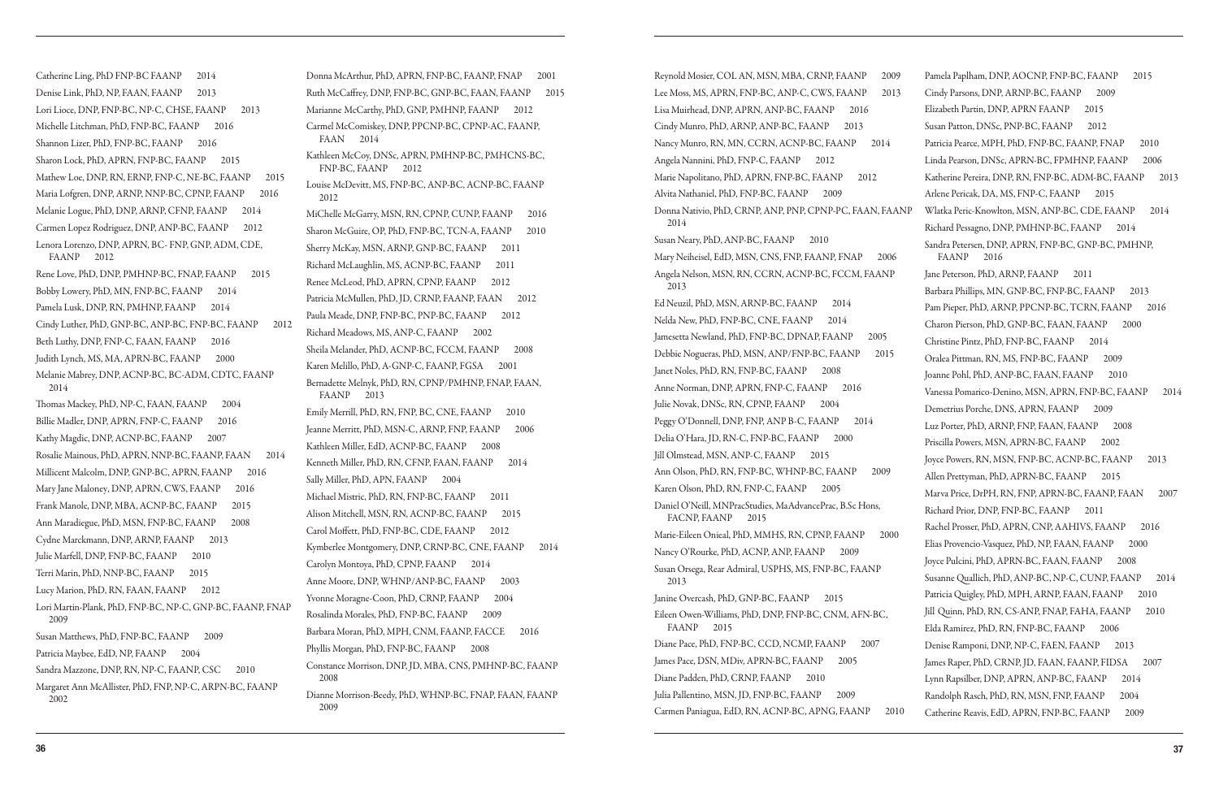Catherine Ling, PhD FNP-BC FAANP 2014
Denise Link, PhD, NP, FAAN, FAANP 2013
Lori Lioce, DNP, FNP-BC, NP-C, CHSE, FAANP 2013
Michelle Litchman, PhD, FNP-BC, FAANP 2016
Shannon Lizer, PhD, FNP-BC, FAANP 2016
Sharon Lock, PhD, APRN, FNP-BC, FAANP 2015
Mathew Loe, DNP, RN, ERNP, FNP-C, NE-BC, FAANP 2015
Maria Lofgren, DNP, ARNP, NNP-BC, CPNP, FAANP 2016
Melanie Logue, PhD, DNP, ARNP, CFNP, FAANP 2014
Carmen Lopez Rodriguez, DNP, ANP-BC, FAANP 2012
Lenora Lorenzo, DNP, APRN, BC- FNP, GNP, ADM, CDE, FAANP 2012
Rene Love, PhD, DNP, PMHNP-BC, FNAP, FAANP 2015
Bobby Lowery, PhD, MN, FNP-BC, FAANP 2014
Pamela Lusk, DNP, RN, PMHNP, FAANP 2014
Cindy Luther, PhD, GNP-BC, ANP-BC, FNP-BC, FAANP 2012
Beth Luthy, DNP, FNP-C, FAAN, FAANP 2016
Judith Lynch, MS, MA, APRN-BC, FAANP 2000
Melanie Mabrey, DNP, ACNP-BC, BC-ADM, CDTC, FAANP 2014
Thomas Mackey, PhD, NP-C, FAAN, FAANP 2004
Billie Madler, DNP, APRN, FNP-C, FAANP 2016
Kathy Magdic, DNP, ACNP-BC, FAANP 2007
Rosalie Mainous, PhD, APRN, NNP-BC, FAANP, FAAN 2014
Millicent Malcolm, DNP, GNP-BC, APRN, FAANP 2016
Mary Jane Maloney, DNP, APRN, CWS, FAANP 2016
Frank Manole, DNP, MBA, ACNP-BC, FAANP 2015
Ann Maradiegue, PhD, MSN, FNP-BC, FAANP 2008
Cydne Marckmann, DNP, ARNP, FAANP 2013
Julie Marfell, DNP, FNP-BC, FAANP 2010
Terri Marin, PhD, NNP-BC, FAANP 2015
Lucy Marion, PhD, RN, FAAN, FAANP 2012
Lori Martin-Plank, PhD, FNP-BC, NP-C, GNP-BC, FAANP, FNAP 2009
Susan Matthews, PhD, FNP-BC, FAANP 2009
Patricia Maybee, EdD, NP, FAANP 2004
Sandra Mazzone, DNP, RN, NP-C, FAANP, CSC 2010
Margaret Ann McAllister, PhD, FNP, NP-C, ARPN-BC, FAANP 2002

Donna McArthur, PhD, APRN, FNP-BC, FAANP, FNAP 2001
Ruth McCaffrey, DNP, FNP-BC, GNP-BC, FAAN, FAANP 2015
Marianne McCarthy, PhD, GNP, PMHNP, FAANP 2012
Carmel McComiskey, DNP, PPCNP-BC, CPNP-AC, FAANP, FAAN 2014
Kathleen McCoy, DNSc, APRN, PMHNP-BC, PMHCNS-BC, FNP-BC, FAANP 2012
Louise McDevitt, MS, FNP-BC, ANP-BC, ACNP-BC, FAANP 2012
MiChelle McGarry, MSN, RN, CPNP, CUNP, FAANP 2016
Sharon McGuire, OP, PhD, FNP-BC, TCN-A, FAANP 2010
Sherry McKay, MSN, ARNP, GNP-BC, FAANP 2011
Richard McLaughlin, MS, ACNP-BC, FAANP 2011
Renee McLeod, PhD, APRN, CPNP, FAANP 2012
Patricia McMullen, PhD, JD, CRNP, FAANP, FAAN 2012
Paula Meade, DNP, FNP-BC, PNP-BC, FAANP 2012
Richard Meadows, MS, ANP-C, FAANP 2002
Sheila Melander, PhD, ACNP-BC, FCCM, FAANP 2008
Karen Melillo, PhD, A-GNP-C, FAANP, FGSA 2001
Bernadette Melnyk, PhD, RN, CPNP/PMHNP, FNAP, FAAN, FAANP 2013
Emily Merrill, PhD, RN, FNP, BC, CNE, FAANP 2010
Jeanne Merritt, PhD, MSN-C, ARNP, FNP, FAANP 2006
Kathleen Miller, EdD, ACNP-BC, FAANP 2008
Kenneth Miller, PhD, RN, CFNP, FAAN, FAANP 2014
Sally Miller, PhD, APN, FAANP 2004
Michael Mistric, PhD, RN, FNP-BC, FAANP 2011
Alison Mitchell, MSN, RN, ACNP-BC, FAANP 2015
Carol Moffett, PhD, FNP-BC, CDE, FAANP 2012
Kymberlee Montgomery, DNP, CRNP-BC, CNE, FAANP 2014
Carolyn Montoya, PhD, CPNP, FAANP 2014
Anne Moore, DNP, WHNP/ANP-BC, FAANP 2003
Yvonne Moragne-Coon, PhD, CRNP, FAANP 2004
Rosalinda Morales, PhD, FNP-BC, FAANP 2009
Barbara Moran, PhD, MPH, CNM, FAANP, FACCE 2016
Phyllis Morgan, PhD, FNP-BC, FAANP 2008
Constance Morrison, DNP, JD, MBA, CNS, PMHNP-BC, FAANP 2008
Dianne Morrison-Beedy, PhD, WHNP-BC, FNAP, FAAN, FAANP 2009

Reynold Mosier, COL AN, MSN, MBA, CRNP, FAANP 2009
Lee Moss, MS, APRN, FNP-BC, ANP-C, CWS, FAANP 2013
Lisa Muirhead, DNP, APRN, ANP-BC, FAANP 2016
Cindy Munro, PhD, ARNP, ANP-BC, FAANP 2013
Nancy Munro, RN, MN, CCRN, ACNP-BC, FAANP 2014
Angela Nannini, PhD, FNP-C, FAANP 2012
Marie Napolitano, PhD, APRN, FNP-BC, FAANP 2012
Alvita Nathaniel, PhD, FNP-BC, FAANP 2009
Donna Nativio, PhD, CRNP, ANP, PNP, CPNP-PC, FAAN, FAANP 2014
Susan Neary, PhD, ANP-BC, FAANP 2010
Mary Neiheisel, EdD, MSN, CNS, FNP, FAANP, FNAP 2006
Angela Nelson, MSN, RN, CCRN, ACNP-BC, FCCM, FAANP 2013
Ed Neuzil, PhD, MSN, ARNP-BC, FAANP 2014
Nelda New, PhD, FNP-BC, CNE, FAANP 2014
Jamesetta Newland, PhD, FNP-BC, DPNAP, FAANP 2005
Debbie Nogueras, PhD, MSN, ANP/FNP-BC, FAANP 2015
Janet Noles, PhD, RN, FNP-BC, FAANP 2008
Anne Norman, DNP, APRN, FNP-C, FAANP 2016
Julie Novak, DNSc, RN, CPNP, FAANP 2004
Peggy O'Donnell, DNP, FNP, ANP B-C, FAANP 2014
Delia O'Hara, JD, RN-C, FNP-BC, FAANP 2000
Jill Olmstead, MSN, ANP-C, FAANP 2015
Ann Olson, PhD, RN, FNP-BC, WHNP-BC, FAANP 2009
Karen Olson, PhD, RN, FNP-C, FAANP 2005
Daniel O'Neill, MNPracStudies, MaAdvancePrac, B.Sc Hons, FACNP, FAANP 2015
Marie-Eileen Onieal, PhD, MMHS, RN, CPNP, FAANP 2000
Nancy O'Rourke, PhD, ACNP, ANP, FAANP 2009
Susan Orsega, Rear Admiral, USPHS, MS, FNP-BC, FAANP 2013
Janine Overcash, PhD, GNP-BC, FAANP 2015
Eileen Owen-Williams, PhD, DNP, FNP-BC, CNM, AFN-BC, FAANP 2015
Diane Pace, PhD, FNP-BC, CCD, NCMP, FAANP 2007
James Pace, DSN, MDiv, APRN-BC, FAANP 2005
Diane Padden, PhD, CRNP, FAANP 2010
Julia Pallentino, MSN, JD, FNP-BC, FAANP 2009
Carmen Paniagua, EdD, RN, ACNP-BC, APNG, FAANP 2010

Pamela Paplham, DNP, AOCNP, FNP-BC, FAANP 2015
Cindy Parsons, DNP, ARNP-BC, FAANP 2009
Elizabeth Partin, DNP, APRN FAANP 2015
Susan Patton, DNSc, PNP-BC, FAANP 2012
Patricia Pearce, MPH, PhD, FNP-BC, FAANP, FNAP 2010
Linda Pearson, DNSc, APRN-BC, FPMHNP, FAANP 2006
Katherine Pereira, DNP, RN, FNP-BC, ADM-BC, FAANP 2013
Arlene Pericak, DA, MS, FNP-C, FAANP 2015
Wlatka Peric-Knowlton, MSN, ANP-BC, CDE, FAANP 2014
Richard Pessagno, DNP, PMHNP-BC, FAANP 2014
Sandra Petersen, DNP, APRN, FNP-BC, GNP-BC, PMHNP, FAANP 2016
Jane Peterson, PhD, ARNP, FAANP 2011
Barbara Phillips, MN, GNP-BC, FNP-BC, FAANP 2013
Pam Pieper, PhD, ARNP, PPCNP-BC, TCRN, FAANP 2016
Charon Pierson, PhD, GNP-BC, FAAN, FAANP 2000
Christine Pintz, PhD, FNP-BC, FAANP 2014
Oralea Pittman, RN, MS, FNP-BC, FAANP 2009
Joanne Pohl, PhD, ANP-BC, FAAN, FAANP 2010
Vanessa Pomarico-Denino, MSN, APRN, FNP-BC, FAANP 2014
Demetrius Porche, DNS, APRN, FAANP 2009
Luz Porter, PhD, ARNP, FNP, FAAN, FAANP 2008
Priscilla Powers, MSN, APRN-BC, FAANP 2002
Joyce Powers, RN, MSN, FNP-BC, ACNP-BC, FAANP 2013
Allen Prettyman, PhD, APRN-BC, FAANP 2015
Marva Price, DrPH, RN, FNP, APRN-BC, FAANP, FAAN 2007
Richard Prior, DNP, FNP-BC, FAANP 2011
Rachel Prosser, PhD, APRN, CNP, AAHIVS, FAANP 2016
Elias Provencio-Vasquez, PhD, NP, FAAN, FAANP 2000
Joyce Pulcini, PhD, APRN-BC, FAAN, FAANP 2008
Susanne Quallich, PhD, ANP-BC, NP-C, CUNP, FAANP 2014
Patricia Quigley, PhD, MPH, ARNP, FAAN, FAANP 2010
Jill Quinn, PhD, RN, CS-ANP, FNAP, FAHA, FAANP 2010
Elda Ramirez, PhD, RN, FNP-BC, FAANP 2006
Denise Ramponi, DNP, NP-C, FAEN, FAANP 2013
James Raper, PhD, CRNP, JD, FAAN, FAANP, FIDSA 2007
Lynn Rapsilber, DNP, APRN, ANP-BC, FAANP 2014
Randolph Rasch, PhD, RN, MSN, FNP, FAANP 2004
Catherine Reavis, EdD, APRN, FNP-BC, FAANP 2009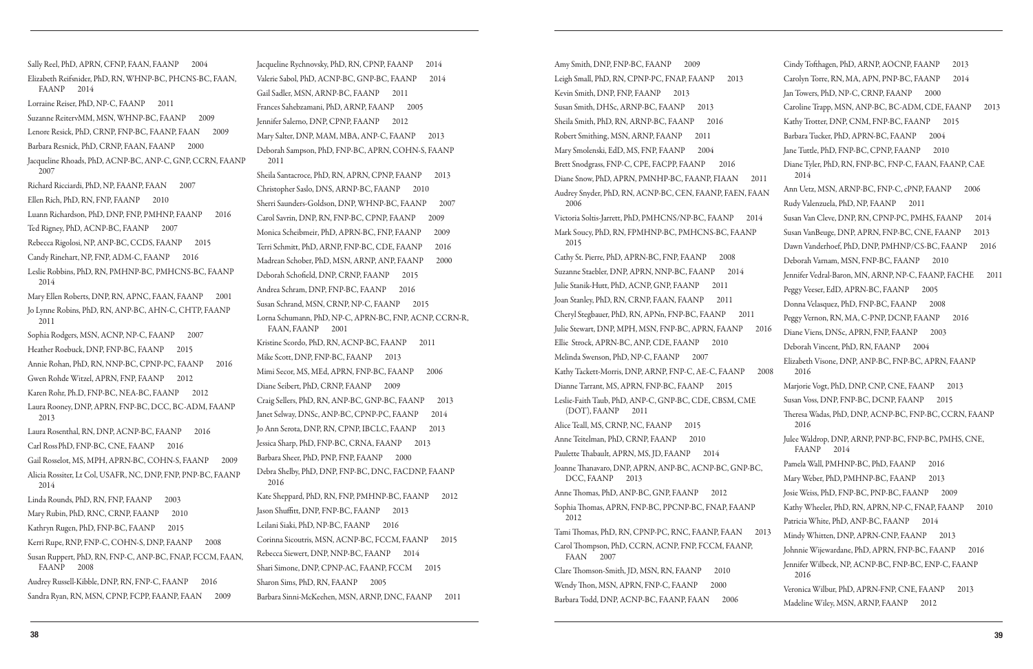Sally Reel, PhD, APRN, CFNP, FAAN, FAANP 2004

Elizabeth Reifsnider, PhD, RN, WHNP-BC, PHCNS-BC, FAAN, FAANP 2014

Lorraine Reiser, PhD, NP-C, FAANP 2011

Suzanne ReitervMM, MSN, WHNP-BC, FAANP 2009

Lenore Resick, PhD, CRNP, FNP-BC, FAANP, FAAN 2009

Barbara Resnick, PhD, CRNP, FAAN, FAANP 2000

Jacqueline Rhoads, PhD, ACNP-BC, ANP-C, GNP, CCRN, FAANP 2007

Richard Ricciardi, PhD, NP, FAANP, FAAN 2007

Ellen Rich, PhD, RN, FNP, FAANP 2010

Luann Richardson, PhD, DNP, FNP, PMHNP, FAANP 2016

Ted Rigney, PhD, ACNP-BC, FAANP 2007

Rebecca Rigolosi, NP, ANP-BC, CCDS, FAANP 2015

Candy Rinehart, NP, FNP, ADM-C, FAANP 2016

Leslie Robbins, PhD, RN, PMHNP-BC, PMHCNS-BC, FAANP 2014

Mary Ellen Roberts, DNP, RN, APNC, FAAN, FAANP 2001

Jo Lynne Robins, PhD, RN, ANP-BC, AHN-C, CHTP, FAANP 2011

Sophia Rodgers, MSN, ACNP, NP-C, FAANP 2007

Heather Roebuck, DNP, FNP-BC, FAANP 2015

Annie Rohan, PhD, RN, NNP-BC, CPNP-PC, FAANP 2016

Gwen Rohde Witzel, APRN, FNP, FAANP 2012

Karen Rohr, Ph.D, FNP-BC, NEA-BC, FAANP 2012

Laura Rooney, DNP, APRN, FNP-BC, DCC, BC-ADM, FAANP 2013

Laura Rosenthal, RN, DNP, ACNP-BC, FAANP 2016

Carl RossPhD, FNP-BC, CNE, FAANP 2016

Gail Rosselot, MS, MPH, APRN-BC, COHN-S, FAANP 2009

Alicia Rossiter, Lt Col, USAFR, NC, DNP, FNP, PNP-BC, FAANP 2014

Linda Rounds, PhD, RN, FNP, FAANP 2003

Mary Rubin, PhD, RNC, CRNP, FAANP 2010

Kathryn Rugen, PhD, FNP-BC, FAANP 2015

Kerri Rupe, RNP, FNP-C, COHN-S, DNP, FAANP 2008

Susan Ruppert, PhD, RN, FNP-C, ANP-BC, FNAP, FCCM, FAAN, FAANP 2008

Audrey Russell-Kibble, DNP, RN, FNP-C, FAANP 2016

Sandra Ryan, RN, MSN, CPNP, FCPP, FAANP, FAAN 2009

Jacqueline Rychnovsky, PhD, RN, CPNP, FAANP 2014

Valerie Sabol, PhD, ACNP-BC, GNP-BC, FAANP 2014

Gail Sadler, MSN, ARNP-BC, FAANP 2011

Frances Sahebzamani, PhD, ARNP, FAANP 2005

Jennifer Salerno, DNP, CPNP, FAANP 2012

Mary Salter, DNP, MAM, MBA, ANP-C, FAANP 2013

Deborah Sampson, PhD, FNP-BC, APRN, COHN-S, FAANP 2011

Sheila Santacroce, PhD, RN, APRN, CPNP, FAANP 2013

Christopher Saslo, DNS, ARNP-BC, FAANP 2010

Sherri Saunders-Goldson, DNP, WHNP-BC, FAANP 2007

Carol Savrin, DNP, RN, FNP-BC, CPNP, FAANP 2009

Monica Scheibmeir, PhD, APRN-BC, FNP, FAANP 2009

Terri Schmitt, PhD, ARNP, FNP-BC, CDE, FAANP 2016

Madrean Schober, PhD, MSN, ARNP, ANP, FAANP 2000

Deborah Schofield, DNP, CRNP, FAANP 2015

Andrea Schram, DNP, FNP-BC, FAANP 2016

Susan Schrand, MSN, CRNP, NP-C, FAANP 2015

Lorna Schumann, PhD, NP-C, APRN-BC, FNP, ACNP, CCRN-R, FAAN, FAANP 2001

Kristine Scordo, PhD, RN, ACNP-BC, FAANP 2011

Mike Scott, DNP, FNP-BC, FAANP 2013

Mimi Secor, MS, MEd, APRN, FNP-BC, FAANP 2006

Diane Seibert, PhD, CRNP, FAANP 2009

Craig Sellers, PhD, RN, ANP-BC, GNP-BC, FAANP 2013

Janet Selway, DNSc, ANP-BC, CPNP-PC, FAANP 2014

Jo Ann Serota, DNP, RN, CPNP, IBCLC, FAANP 2013

Jessica Sharp, PhD, FNP-BC, CRNA, FAANP 2013

Barbara Sheer, PhD, PNP, FNP, FAANP 2000

Debra Shelby, PhD, DNP, FNP-BC, DNC, FACDNP, FAANP 2016

Kate Sheppard, PhD, RN, FNP, PMHNP-BC, FAANP 2012

Jason Shuffitt, DNP, FNP-BC, FAANP 2013

Leilani Siaki, PhD, NP-BC, FAANP 2016

Corinna Sicoutris, MSN, ACNP-BC, FCCM, FAANP 2015

Rebecca Siewert, DNP, NNP-BC, FAANP 2014

Shari Simone, DNP, CPNP-AC, FAANP, FCCM 2015

Sharon Sims, PhD, RN, FAANP 2005

Barbara Sinni-McKeehen, MSN, ARNP, DNC, FAANP 2011

Amy Smith, DNP, FNP-BC, FAANP 2009

Leigh Small, PhD, RN, CPNP-PC, FNAP, FAANP 2013

Kevin Smith, DNP, FNP, FAANP 2013

Susan Smith, DHSc, ARNP-BC, FAANP 2013

Sheila Smith, PhD, RN, ANP-BC, FAANP 2016

Robert Smithing, MSN, ARNP, FAANP 2011

Mary Smolenski, EdD, MS, FNP, FAANP 2004

Brett Snodgrass, FNP-C, CPE, FACPP, FAANP 2016

Diane Snow, PhD, APRN, PMNHP-BC, FAANP, FIAAN 2011

Audrey Snyder, PhD, RN, ACNP-BC, CEN, FAANP, FAEN, FAAN 2006

Victoria Soltis-Jarrett, PhD, PMHCNS/NP-BC, FAANP 2014

Mark Soucy, PhD, RN, FPMHNP-BC, PMHCNS-BC, FAANP 2015

Cathy St. Pierre, PhD, APRN-BC, FNP, FAANP 2008

Suzanne Staebler, DNP, APRN, NNP-BC, FAANP 2014

Julie Stanik-Hutt, PhD, ACNP, GNP, FAANP 2011

Joan Stanley, PhD, RN, CRNP, FAAN, FAANP 2011

Cheryl Stegbauer, PhD, RN, APNn, FNP-BC, FAANP 2011

Julie Stewart, DNP, MPH, MSN, FNP-BC, APRN, FAANP 2016

Ellie Strock, APRN-BC, ANP, CDE, FAANP 2010

Melinda Swenson, PhD, NP-C, FAANP 2007

Kathy Tackett-Morris, DNP, ARNP, FNP-C, AE-C, FAANP 2008

Dianne Tarrant, MS, APRN, FNP-BC, FAANP 2015

Leslie-Faith Taub, PhD, ANP-C, GNP-BC, CDE, CBSM, CME (DOT), FAANP 2011

Alice Teall, MS, CRNP, NC, FAANP 2015

Anne Teitelman, PhD, CRNP, FAANP 2010

Paulette Thabault, APRN, MS, JD, FAANP 2014

Joanne Thanavaro, DNP, APRN, ANP-BC, ACNP-BC, GNP-BC, DCC, FAANP 2013

Anne Thomas, PhD, ANP-BC, GNP, FAANP 2012

Sophia Thomas, APRN, FNP-BC, PPCNP-BC, FNAP, FAANP 2012

Tami Thomas, PhD, RN, CPNP-PC, RNC, FAANP, FAAN 2013

Carol Thompson, PhD, CCRN, ACNP, FNP, FCCM, FAANP, FAAN 2007

Clare Thomson-Smith, JD, MSN, RN, FAANP 2010

Wendy Thon, MSN, APRN, FNP-C, FAANP 2000

Barbara Todd, DNP, ACNP-BC, FAANP, FAAN 2006

Cindy Tofthagen, PhD, ARNP, AOCNP, FAANP 2013

Carolyn Torre, RN, MA, APN, PNP-BC, FAANP 2014

Jan Towers, PhD, NP-C, CRNP, FAANP 2000

Caroline Trapp, MSN, ANP-BC, BC-ADM, CDE, FAANP 2013

Kathy Trotter, DNP, CNM, FNP-BC, FAANP 2015

Barbara Tucker, PhD, APRN-BC, FAANP 2004

Jane Tuttle, PhD, FNP-BC, CPNP, FAANP 2010

Diane Tyler, PhD, RN, FNP-BC, FNP-C, FAAN, FAANP, CAE 2014

Ann Uetz, MSN, ARNP-BC, FNP-C, cPNP, FAANP 2006

Rudy Valenzuela, PhD, NP, FAANP 2011

Susan Van Cleve, DNP, RN, CPNP-PC, PMHS, FAANP 2014

Susan VanBeuge, DNP, APRN, FNP-BC, CNE, FAANP 2013

Dawn Vanderhoef, PhD, DNP, PMHNP/CS-BC, FAANP 2016

Deborah Varnam, MSN, FNP-BC, FAANP 2010

Jennifer Vedral-Baron, MN, ARNP, NP-C, FAANP, FACHE 2011

Peggy Veeser, EdD, APRN-BC, FAANP 2005

Donna Velasquez, PhD, FNP-BC, FAANP 2008

Peggy Vernon, RN, MA, C-PNP, DCNP, FAANP 2016

Diane Viens, DNSc, APRN, FNP, FAANP 2003

Deborah Vincent, PhD, RN, FAANP 2004

Elizabeth Visone, DNP, ANP-BC, FNP-BC, APRN, FAANP 2016

Marjorie Vogt, PhD, DNP, CNP, CNE, FAANP 2013

Susan Voss, DNP, FNP-BC, DCNP, FAANP 2015

Theresa Wadas, PhD, DNP, ACNP-BC, FNP-BC, CCRN, FAANP 2016

Julee Waldrop, DNP, ARNP, PNP-BC, FNP-BC, PMHS, CNE, FAANP 2014

Pamela Wall, PMHNP-BC, PhD, FAANP 2016

Mary Weber, PhD, PMHNP-BC, FAANP 2013

Josie Weiss, PhD, FNP-BC, PNP-BC, FAANP 2009

Kathy Wheeler, PhD, RN, APRN, NP-C, FNAP, FAANP 2010

Patricia White, PhD, ANP-BC, FAANP 2014

Mindy Whitten, DNP, APRN-CNP, FAANP 2013

Johnnie Wijewardane, PhD, APRN, FNP-BC, FAANP 2016

Jennifer Wilbeck, NP, ACNP-BC, FNP-BC, ENP-C, FAANP 2016

Veronica Wilbur, PhD, APRN-FNP, CNE, FAANP 2013

Madeline Wiley, MSN, ARNP, FAANP 2012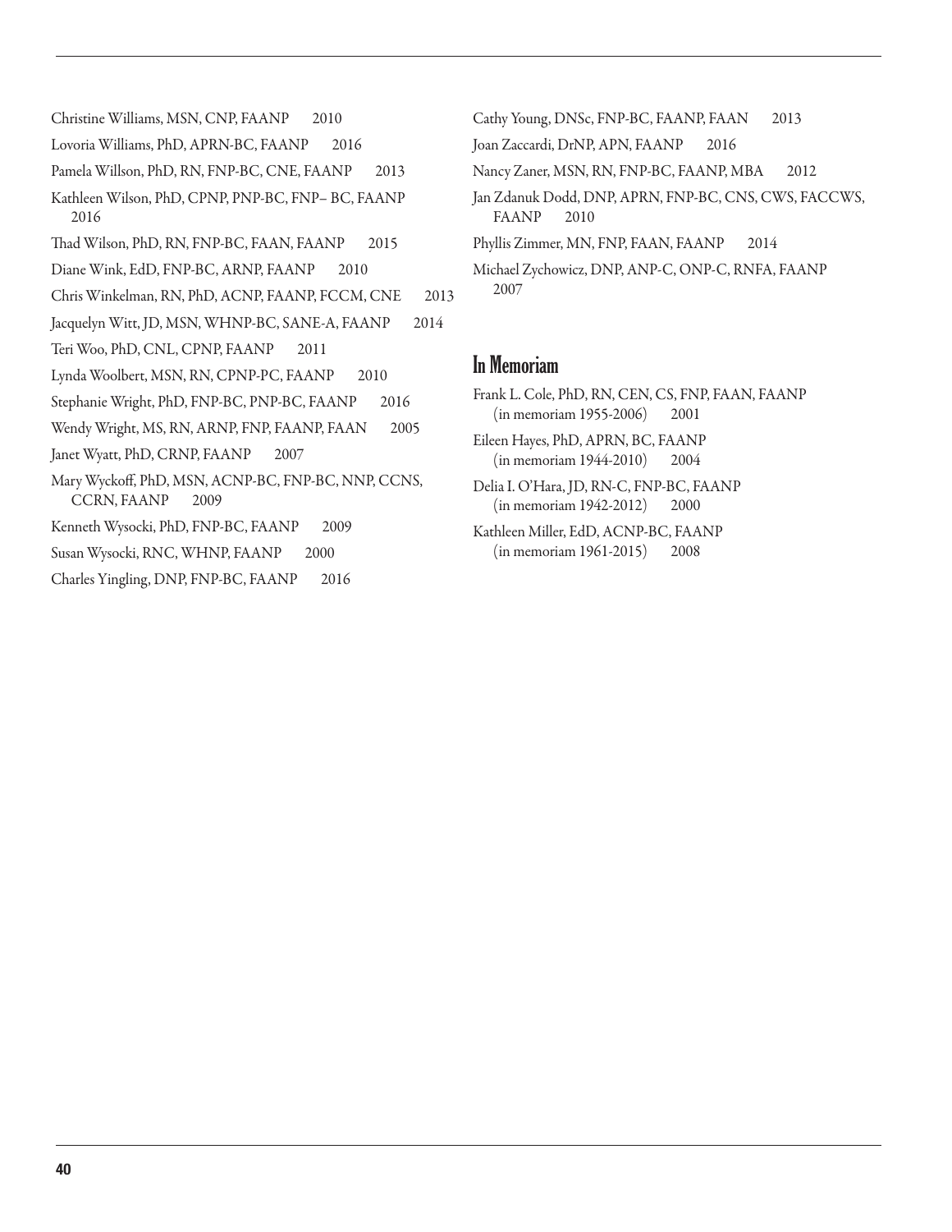Christine Williams, MSN, CNP, FAANP 2010

Lovoria Williams, PhD, APRN-BC, FAANP 2016

Pamela Willson, PhD, RN, FNP-BC, CNE, FAANP 2013

Kathleen Wilson, PhD, CPNP, PNP-BC, FNP– BC, FAANP 2016

Thad Wilson, PhD, RN, FNP-BC, FAAN, FAANP 2015

Diane Wink, EdD, FNP-BC, ARNP, FAANP 2010

Chris Winkelman, RN, PhD, ACNP, FAANP, FCCM, CNE 2013

Jacquelyn Witt, JD, MSN, WHNP-BC, SANE-A, FAANP 2014

Teri Woo, PhD, CNL, CPNP, FAANP 2011

Lynda Woolbert, MSN, RN, CPNP-PC, FAANP 2010

Stephanie Wright, PhD, FNP-BC, PNP-BC, FAANP 2016

Wendy Wright, MS, RN, ARNP, FNP, FAANP, FAAN 2005

Janet Wyatt, PhD, CRNP, FAANP 2007

Mary Wyckoff, PhD, MSN, ACNP-BC, FNP-BC, NNP, CCNS, CCRN, FAANP 2009

Kenneth Wysocki, PhD, FNP-BC, FAANP 2009

Susan Wysocki, RNC, WHNP, FAANP 2000

Charles Yingling, DNP, FNP-BC, FAANP 2016

Cathy Young, DNSc, FNP-BC, FAANP, FAAN 2013

Joan Zaccardi, DrNP, APN, FAANP 2016

Nancy Zaner, MSN, RN, FNP-BC, FAANP, MBA 2012

Jan Zdanuk Dodd, DNP, APRN, FNP-BC, CNS, CWS, FACCWS, FAANP 2010

Phyllis Zimmer, MN, FNP, FAAN, FAANP 2014

Michael Zychowicz, DNP, ANP-C, ONP-C, RNFA, FAANP 2007

## In Memoriam

Frank L. Cole, PhD, RN, CEN, CS, FNP, FAAN, FAANP (in memoriam 1955-2006) 2001

Eileen Hayes, PhD, APRN, BC, FAANP (in memoriam 1944-2010) 2004

Delia I. O'Hara, JD, RN-C, FNP-BC, FAANP (in memoriam 1942-2012) 2000

Kathleen Miller, EdD, ACNP-BC, FAANP (in memoriam 1961-2015) 2008